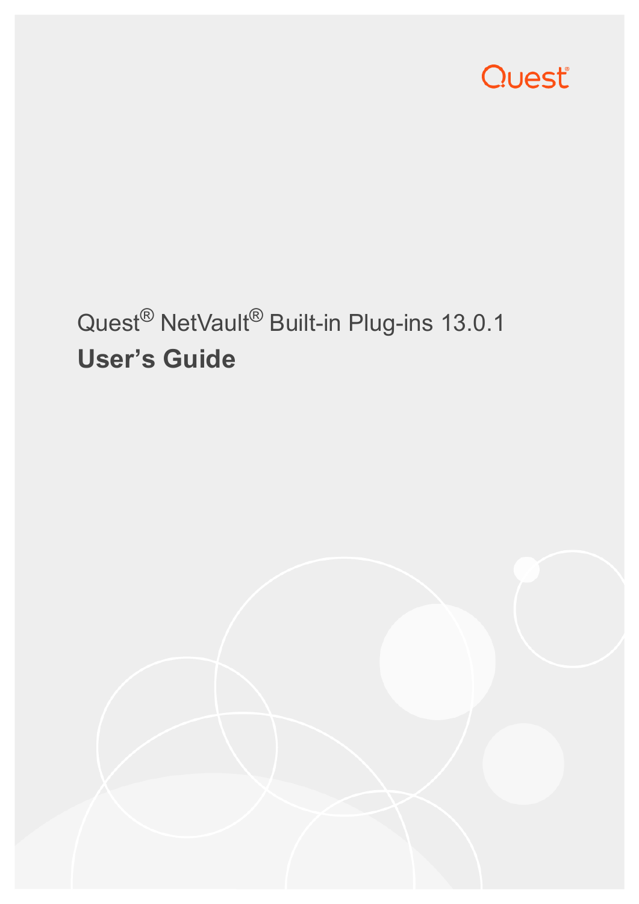Quest

# Quest® NetVault® Built-in Plug-ins 13.0.1

## User's Guide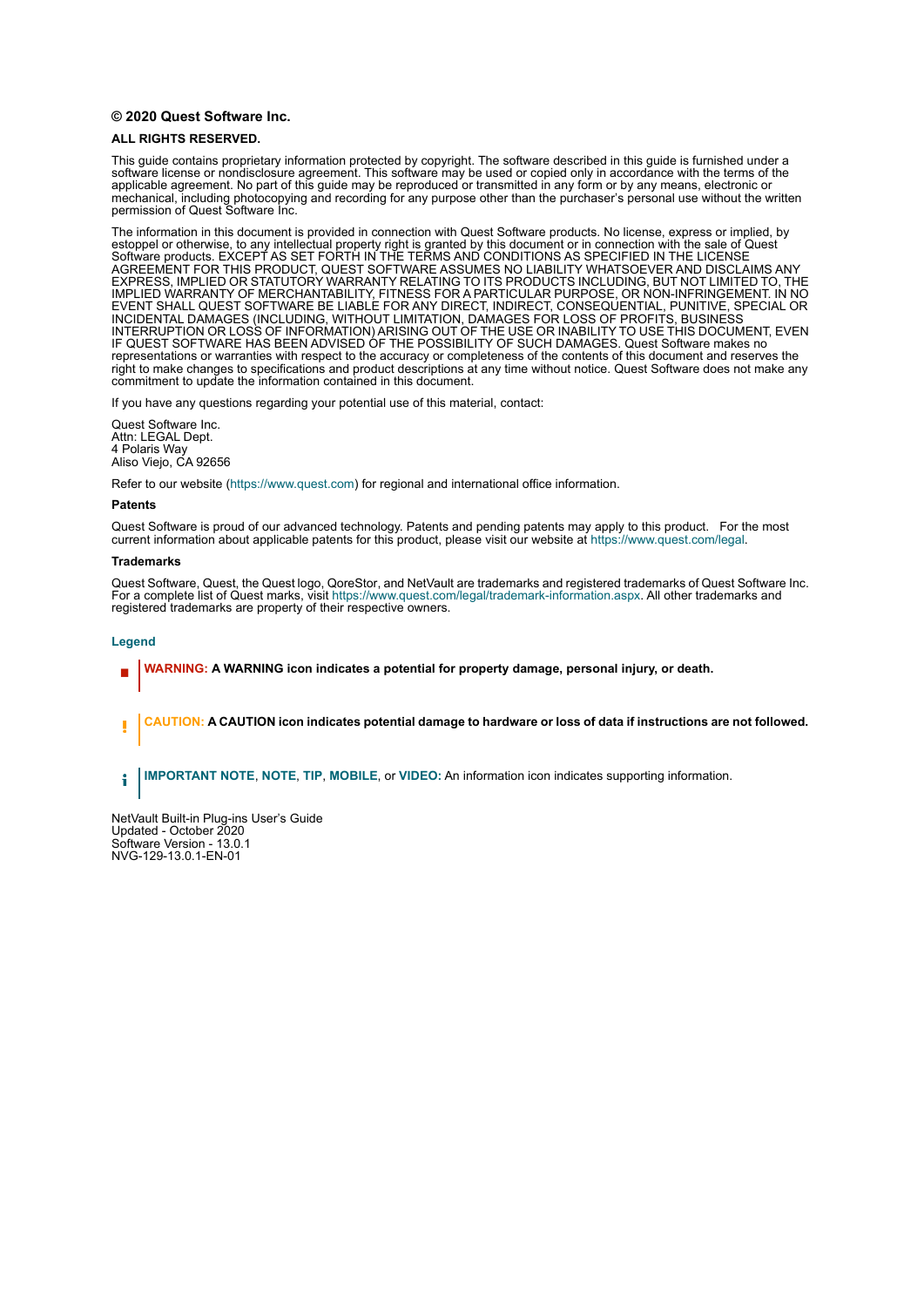**© 2020 Quest Software Inc.**

**ALL RIGHTS RESERVED.**

This guide contains proprietary information protected by copyright. The software described in this guide is furnished under a software license or nondisclosure agreement. This software may be used or copied only in accordance with the terms of the applicable agreement. No part of this guide may be reproduced or transmitted in any form or by any means, electronic or mechanical, including photocopying and recording for any purpose other than the purchaser's personal use without the written permission of Quest Software Inc.

The information in this document is provided in connection with Quest Software products. No license, express or implied, by estoppel or otherwise, to any intellectual property right is granted by this document or in connection with the sale of Quest Software products. EXCEPT AS SET FORTH IN THE TERMS AND CONDITIONS AS SPECIFIED IN THE LICENSE AGREEMENT FOR THIS PRODUCT, QUEST SOFTWARE ASSUMES NO LIABILITY WHATSOEVER AND DISCLAIMS ANY EXPRESS, IMPLIED OR STATUTORY WARRANTY RELATING TO ITS PRODUCTS INCLUDING, BUT NOT LIMITED TO, THE IMPLIED WARRANTY OF MERCHANTABILITY, FITNESS FOR A PARTICULAR PURPOSE, OR NON-INFRINGEMENT. IN NO EVENT SHALL QUEST SOFTWARE BE LIABLE FOR ANY DIRECT, INDIRECT, CONSEQUENTIAL, PUNITIVE, SPECIAL OR INCIDENTAL DAMAGES (INCLUDING, WITHOUT LIMITATION, DAMAGES FOR LOSS OF PROFITS, BUSINESS INTERRUPTION OR LOSS OF INFORMATION) ARISING OUT OF THE USE OR INABILITY TO USE THIS DOCUMENT, EVEN IF QUEST SOFTWARE HAS BEEN ADVISED OF THE POSSIBILITY OF SUCH DAMAGES. Quest Software makes no representations or warranties with respect to the accuracy or completeness of the contents of this document and reserves the right to make changes to specifications and product descriptions at any time without notice. Quest Software does not make any commitment to update the information contained in this document.

If you have any questions regarding your potential use of this material, contact:

Quest Software Inc.
Attn: LEGAL Dept.
4 Polaris Way
Aliso Viejo, CA 92656

Refer to our website (https://www.quest.com) for regional and international office information.

**Patents**

Quest Software is proud of our advanced technology. Patents and pending patents may apply to this product. For the most current information about applicable patents for this product, please visit our website at https://www.quest.com/legal.

**Trademarks**

Quest Software, Quest, the Quest logo, QoreStor, and NetVault are trademarks and registered trademarks of Quest Software Inc. For a complete list of Quest marks, visit https://www.quest.com/legal/trademark-information.aspx. All other trademarks and registered trademarks are property of their respective owners.

**Legend**

**WARNING: A WARNING icon indicates a potential for property damage, personal injury, or death.**

**CAUTION: A CAUTION icon indicates potential damage to hardware or loss of data if instructions are not followed.**

**IMPORTANT NOTE**, **NOTE**, **TIP**, **MOBILE**, or **VIDEO:** An information icon indicates supporting information.

NetVault Built-in Plug-ins User's Guide
Updated - October 2020
Software Version - 13.0.1
NVG-129-13.0.1-EN-01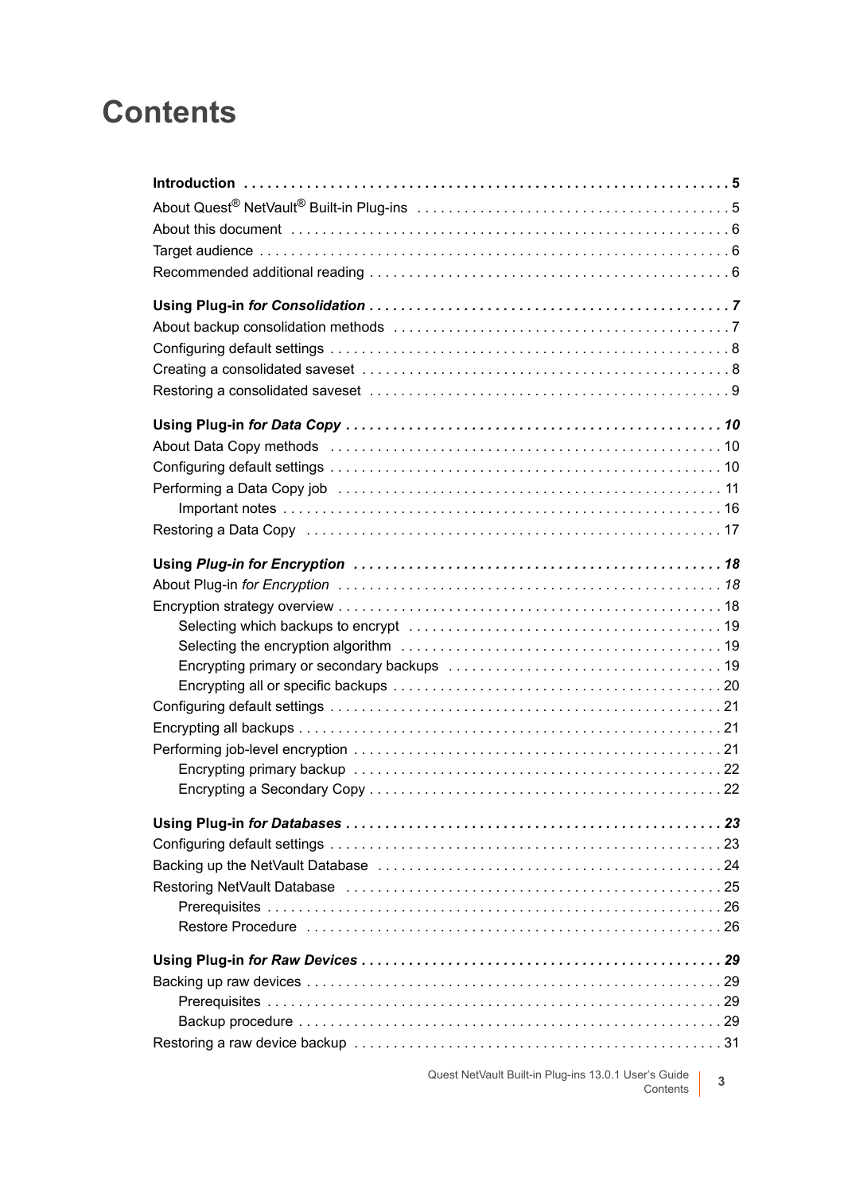# Contents

**Introduction . . . . . . . . . . . . . . . . . . . . . . . . . . . . . . . . . . . . . . . . . . . . . . . . . . . . . . . . . . . . . . 5**

About Quest® NetVault® Built-in Plug-ins . . . . . . . . . . . . . . . . . . . . . . . . . . . . . . . . . . . . . . 5

About this document . . . . . . . . . . . . . . . . . . . . . . . . . . . . . . . . . . . . . . . . . . . . . . . . . . . . . 6

Target audience . . . . . . . . . . . . . . . . . . . . . . . . . . . . . . . . . . . . . . . . . . . . . . . . . . . . . . . . . . 6

Recommended additional reading . . . . . . . . . . . . . . . . . . . . . . . . . . . . . . . . . . . . . . . . . . . . 6

**Using Plug-in *for Consolidation* . . . . . . . . . . . . . . . . . . . . . . . . . . . . . . . . . . . . . . . . . . . . . 7**

About backup consolidation methods . . . . . . . . . . . . . . . . . . . . . . . . . . . . . . . . . . . . . . . . . 7

Configuring default settings . . . . . . . . . . . . . . . . . . . . . . . . . . . . . . . . . . . . . . . . . . . . . . . . . . 8

Creating a consolidated saveset . . . . . . . . . . . . . . . . . . . . . . . . . . . . . . . . . . . . . . . . . . . . . . 8

Restoring a consolidated saveset . . . . . . . . . . . . . . . . . . . . . . . . . . . . . . . . . . . . . . . . . . . . . 9

**Using Plug-in *for Data Copy* . . . . . . . . . . . . . . . . . . . . . . . . . . . . . . . . . . . . . . . . . . . . . . . 10**

About Data Copy methods . . . . . . . . . . . . . . . . . . . . . . . . . . . . . . . . . . . . . . . . . . . . . . . . . . 10

Configuring default settings . . . . . . . . . . . . . . . . . . . . . . . . . . . . . . . . . . . . . . . . . . . . . . . . . 10

Performing a Data Copy job . . . . . . . . . . . . . . . . . . . . . . . . . . . . . . . . . . . . . . . . . . . . . . . . . 11

- Important notes . . . . . . . . . . . . . . . . . . . . . . . . . . . . . . . . . . . . . . . . . . . . . . . . . . . . . . . 16

Restoring a Data Copy . . . . . . . . . . . . . . . . . . . . . . . . . . . . . . . . . . . . . . . . . . . . . . . . . . . . . 17

**Using *Plug-in for Encryption* . . . . . . . . . . . . . . . . . . . . . . . . . . . . . . . . . . . . . . . . . . . . . . . 18**

About Plug-in *for Encryption* . . . . . . . . . . . . . . . . . . . . . . . . . . . . . . . . . . . . . . . . . . . . . . . . 18

Encryption strategy overview . . . . . . . . . . . . . . . . . . . . . . . . . . . . . . . . . . . . . . . . . . . . . . . . 18

- Selecting which backups to encrypt . . . . . . . . . . . . . . . . . . . . . . . . . . . . . . . . . . . . . . . 19
- Selecting the encryption algorithm . . . . . . . . . . . . . . . . . . . . . . . . . . . . . . . . . . . . . . . . 19
- Encrypting primary or secondary backups . . . . . . . . . . . . . . . . . . . . . . . . . . . . . . . . . . 19
- Encrypting all or specific backups . . . . . . . . . . . . . . . . . . . . . . . . . . . . . . . . . . . . . . . . . 20

Configuring default settings . . . . . . . . . . . . . . . . . . . . . . . . . . . . . . . . . . . . . . . . . . . . . . . . . 21

Encrypting all backups . . . . . . . . . . . . . . . . . . . . . . . . . . . . . . . . . . . . . . . . . . . . . . . . . . . . . 21

Performing job-level encryption . . . . . . . . . . . . . . . . . . . . . . . . . . . . . . . . . . . . . . . . . . . . . . 21

- Encrypting primary backup . . . . . . . . . . . . . . . . . . . . . . . . . . . . . . . . . . . . . . . . . . . . . . . 22
- Encrypting a Secondary Copy . . . . . . . . . . . . . . . . . . . . . . . . . . . . . . . . . . . . . . . . . . . . . 22

**Using Plug-in *for Databases* . . . . . . . . . . . . . . . . . . . . . . . . . . . . . . . . . . . . . . . . . . . . . . . 23**

Configuring default settings . . . . . . . . . . . . . . . . . . . . . . . . . . . . . . . . . . . . . . . . . . . . . . . . . 23

Backing up the NetVault Database . . . . . . . . . . . . . . . . . . . . . . . . . . . . . . . . . . . . . . . . . . . 24

Restoring NetVault Database . . . . . . . . . . . . . . . . . . . . . . . . . . . . . . . . . . . . . . . . . . . . . . . . 25

- Prerequisites . . . . . . . . . . . . . . . . . . . . . . . . . . . . . . . . . . . . . . . . . . . . . . . . . . . . . . . . . . 26
- Restore Procedure . . . . . . . . . . . . . . . . . . . . . . . . . . . . . . . . . . . . . . . . . . . . . . . . . . . . . 26

**Using Plug-in *for Raw Devices* . . . . . . . . . . . . . . . . . . . . . . . . . . . . . . . . . . . . . . . . . . . . . . 29**

Backing up raw devices . . . . . . . . . . . . . . . . . . . . . . . . . . . . . . . . . . . . . . . . . . . . . . . . . . . . . 29

- Prerequisites . . . . . . . . . . . . . . . . . . . . . . . . . . . . . . . . . . . . . . . . . . . . . . . . . . . . . . . . . . 29
- Backup procedure . . . . . . . . . . . . . . . . . . . . . . . . . . . . . . . . . . . . . . . . . . . . . . . . . . . . . . 29

Restoring a raw device backup . . . . . . . . . . . . . . . . . . . . . . . . . . . . . . . . . . . . . . . . . . . . . . . 31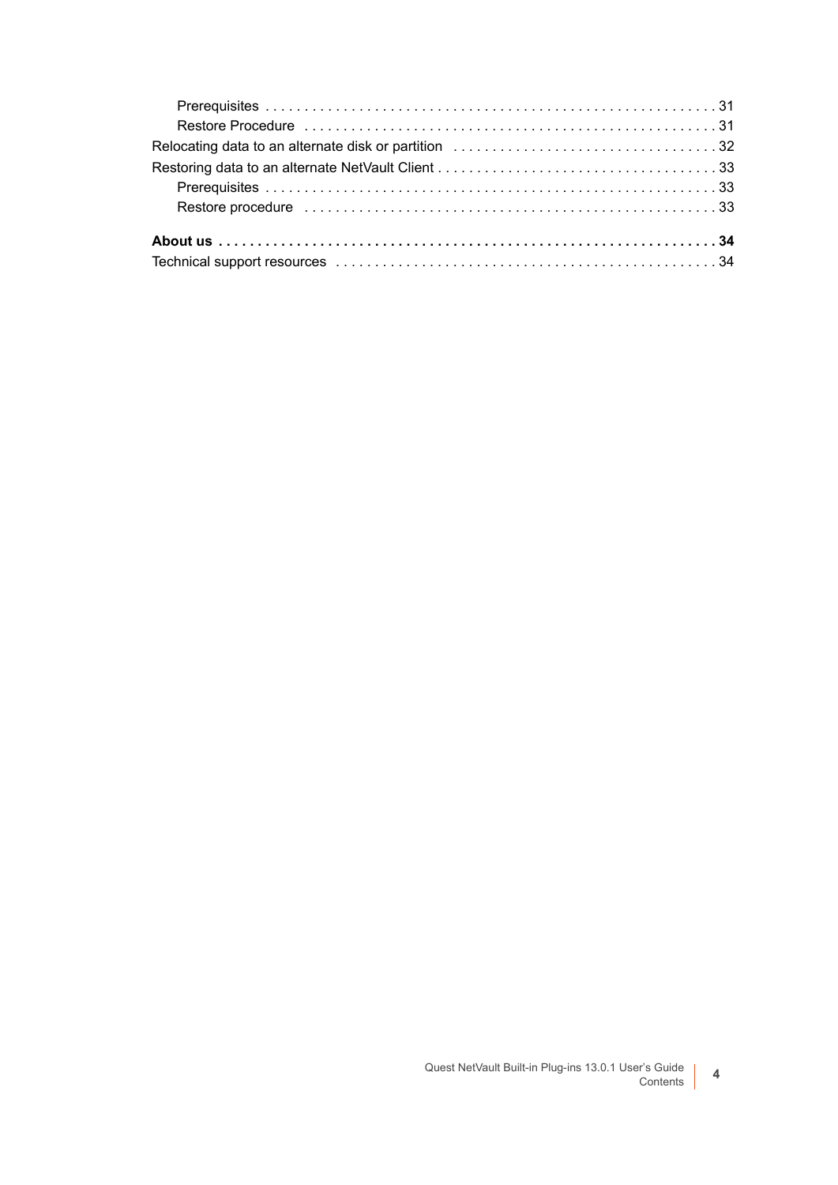- Prerequisites . . . . . . . . . . . . . . . . . . . . . . . . . . . . . . . . . . . . . . . . . . . . . . . . . . . . . . . . . . 31
- Restore Procedure . . . . . . . . . . . . . . . . . . . . . . . . . . . . . . . . . . . . . . . . . . . . . . . . . . . . . 31

Relocating data to an alternate disk or partition . . . . . . . . . . . . . . . . . . . . . . . . . . . . . . . . . . 32

Restoring data to an alternate NetVault Client . . . . . . . . . . . . . . . . . . . . . . . . . . . . . . . . . . . . 33

- Prerequisites . . . . . . . . . . . . . . . . . . . . . . . . . . . . . . . . . . . . . . . . . . . . . . . . . . . . . . . . . . 33
- Restore procedure . . . . . . . . . . . . . . . . . . . . . . . . . . . . . . . . . . . . . . . . . . . . . . . . . . . . . . 33

**About us . . . . . . . . . . . . . . . . . . . . . . . . . . . . . . . . . . . . . . . . . . . . . . . . . . . . . . . . . . . . . . . 34**

Technical support resources . . . . . . . . . . . . . . . . . . . . . . . . . . . . . . . . . . . . . . . . . . . . . . . . . 34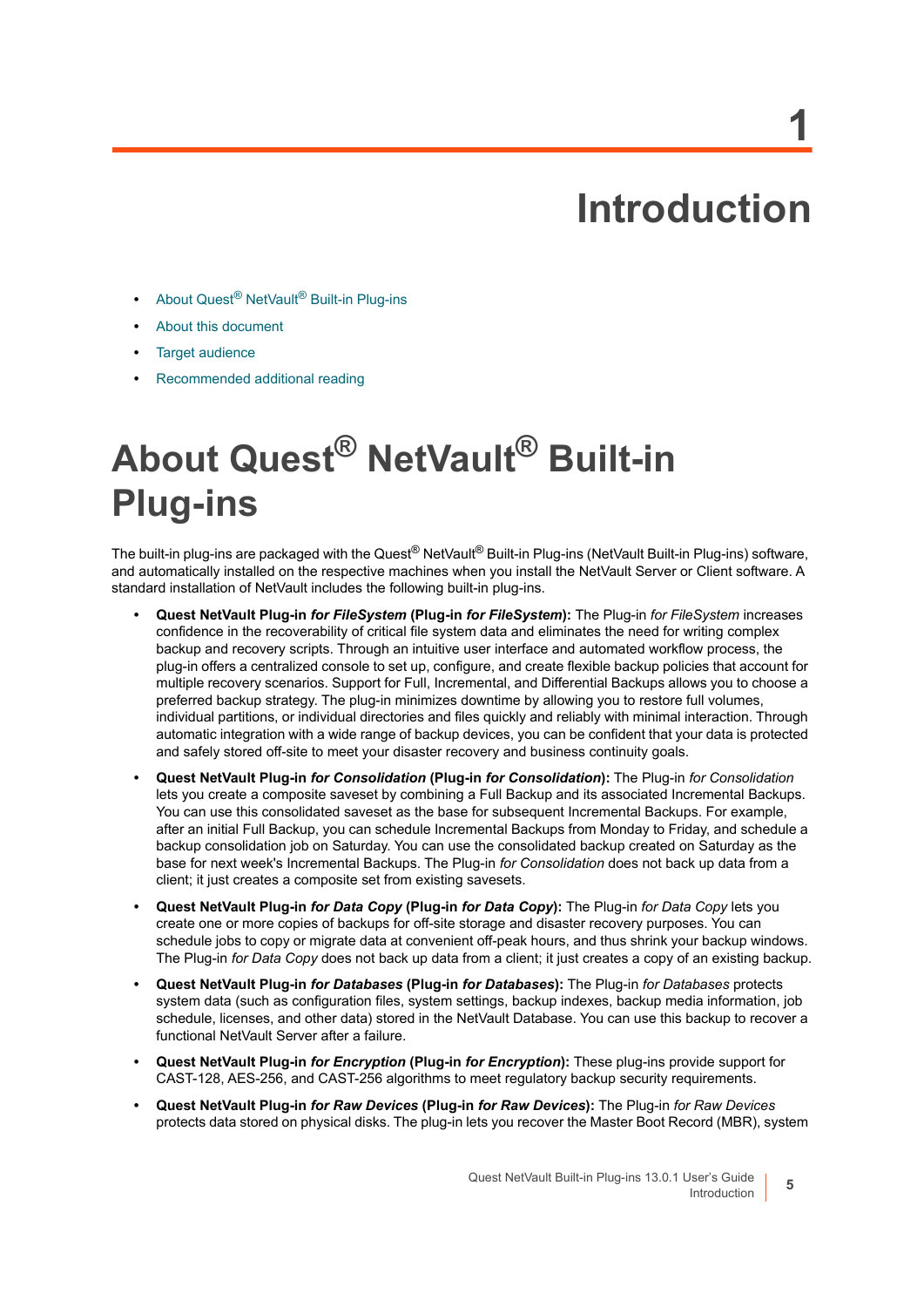# 1 Introduction

- About Quest® NetVault® Built-in Plug-ins
- About this document
- Target audience
- Recommended additional reading

## About Quest® NetVault® Built-in Plug-ins

The built-in plug-ins are packaged with the Quest® NetVault® Built-in Plug-ins (NetVault Built-in Plug-ins) software, and automatically installed on the respective machines when you install the NetVault Server or Client software. A standard installation of NetVault includes the following built-in plug-ins.

- **Quest NetVault Plug-in *for FileSystem* (Plug-in *for FileSystem*):** The Plug-in *for FileSystem* increases confidence in the recoverability of critical file system data and eliminates the need for writing complex backup and recovery scripts. Through an intuitive user interface and automated workflow process, the plug-in offers a centralized console to set up, configure, and create flexible backup policies that account for multiple recovery scenarios. Support for Full, Incremental, and Differential Backups allows you to choose a preferred backup strategy. The plug-in minimizes downtime by allowing you to restore full volumes, individual partitions, or individual directories and files quickly and reliably with minimal interaction. Through automatic integration with a wide range of backup devices, you can be confident that your data is protected and safely stored off-site to meet your disaster recovery and business continuity goals.
- **Quest NetVault Plug-in *for Consolidation* (Plug-in *for Consolidation*):** The Plug-in *for Consolidation* lets you create a composite saveset by combining a Full Backup and its associated Incremental Backups. You can use this consolidated saveset as the base for subsequent Incremental Backups. For example, after an initial Full Backup, you can schedule Incremental Backups from Monday to Friday, and schedule a backup consolidation job on Saturday. You can use the consolidated backup created on Saturday as the base for next week's Incremental Backups. The Plug-in *for Consolidation* does not back up data from a client; it just creates a composite saveset from existing savesets.
- **Quest NetVault Plug-in *for Data Copy* (Plug-in *for Data Copy*):** The Plug-in *for Data Copy* lets you create one or more copies of backups for off-site storage and disaster recovery purposes. You can schedule jobs to copy or migrate data at convenient off-peak hours, and thus shrink your backup windows. The Plug-in *for Data Copy* does not back up data from a client; it just creates a copy of an existing backup.
- **Quest NetVault Plug-in *for Databases* (Plug-in *for Databases*):** The Plug-in *for Databases* protects system data (such as configuration files, system settings, backup indexes, backup media information, job schedule, licenses, and other data) stored in the NetVault Database. You can use this backup to recover a functional NetVault Server after a failure.
- **Quest NetVault Plug-in *for Encryption* (Plug-in *for Encryption*):** These plug-ins provide support for CAST-128, AES-256, and CAST-256 algorithms to meet regulatory backup security requirements.
- **Quest NetVault Plug-in *for Raw Devices* (Plug-in *for Raw Devices*):** The Plug-in *for Raw Devices* protects data stored on physical disks. The plug-in lets you recover the Master Boot Record (MBR), system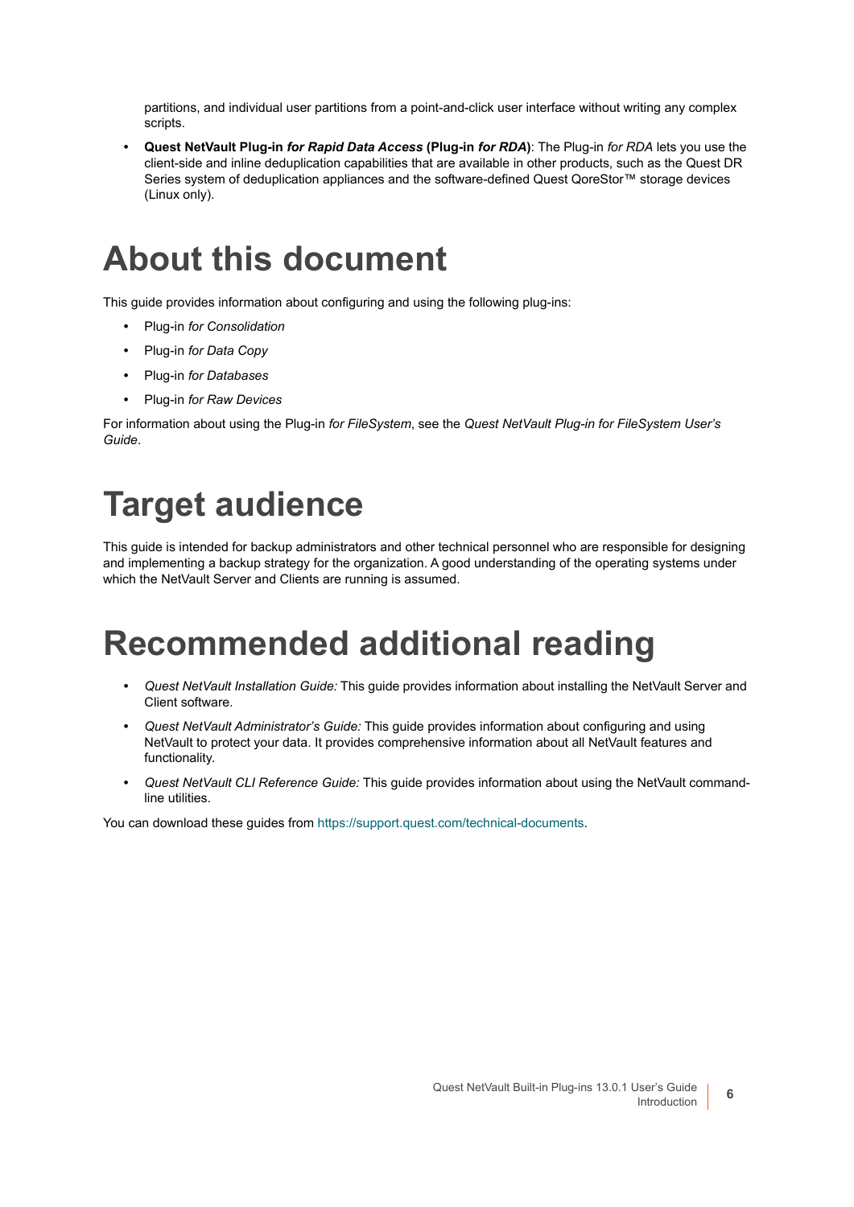partitions, and individual user partitions from a point-and-click user interface without writing any complex scripts.

- **Quest NetVault Plug-in *for Rapid Data Access* (Plug-in *for RDA*)**: The Plug-in *for RDA* lets you use the client-side and inline deduplication capabilities that are available in other products, such as the Quest DR Series system of deduplication appliances and the software-defined Quest QoreStor™ storage devices (Linux only).

# About this document

This guide provides information about configuring and using the following plug-ins:

- Plug-in *for Consolidation*
- Plug-in *for Data Copy*
- Plug-in *for Databases*
- Plug-in *for Raw Devices*

For information about using the Plug-in *for FileSystem*, see the *Quest NetVault Plug-in for FileSystem User's Guide*.

# Target audience

This guide is intended for backup administrators and other technical personnel who are responsible for designing and implementing a backup strategy for the organization. A good understanding of the operating systems under which the NetVault Server and Clients are running is assumed.

# Recommended additional reading

- *Quest NetVault Installation Guide:* This guide provides information about installing the NetVault Server and Client software.
- *Quest NetVault Administrator's Guide:* This guide provides information about configuring and using NetVault to protect your data. It provides comprehensive information about all NetVault features and functionality.
- *Quest NetVault CLI Reference Guide:* This guide provides information about using the NetVault command-line utilities.

You can download these guides from https://support.quest.com/technical-documents.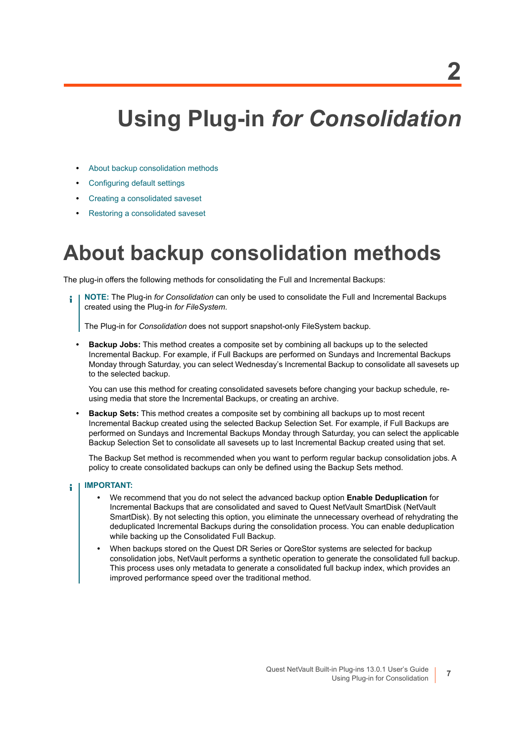# 2 Using Plug-in *for Consolidation*

- About backup consolidation methods
- Configuring default settings
- Creating a consolidated saveset
- Restoring a consolidated saveset

## About backup consolidation methods

The plug-in offers the following methods for consolidating the Full and Incremental Backups:

> **NOTE:** The Plug-in *for Consolidation* can only be used to consolidate the Full and Incremental Backups created using the Plug-in *for FileSystem*.
>
> The Plug-in for *Consolidation* does not support snapshot-only FileSystem backup.

- **Backup Jobs:** This method creates a composite set by combining all backups up to the selected Incremental Backup. For example, if Full Backups are performed on Sundays and Incremental Backups Monday through Saturday, you can select Wednesday's Incremental Backup to consolidate all savesets up to the selected backup.

  You can use this method for creating consolidated savesets before changing your backup schedule, re-using media that store the Incremental Backups, or creating an archive.

- **Backup Sets:** This method creates a composite set by combining all backups up to most recent Incremental Backup created using the selected Backup Selection Set. For example, if Full Backups are performed on Sundays and Incremental Backups Monday through Saturday, you can select the applicable Backup Selection Set to consolidate all savesets up to last Incremental Backup created using that set.

  The Backup Set method is recommended when you want to perform regular backup consolidation jobs. A policy to create consolidated backups can only be defined using the Backup Sets method.

> **IMPORTANT:**
>
> - We recommend that you do not select the advanced backup option **Enable Deduplication** for Incremental Backups that are consolidated and saved to Quest NetVault SmartDisk (NetVault SmartDisk). By not selecting this option, you eliminate the unnecessary overhead of rehydrating the deduplicated Incremental Backups during the consolidation process. You can enable deduplication while backing up the Consolidated Full Backup.
> - When backups stored on the Quest DR Series or QoreStor systems are selected for backup consolidation jobs, NetVault performs a synthetic operation to generate the consolidated full backup. This process uses only metadata to generate a consolidated full backup index, which provides an improved performance speed over the traditional method.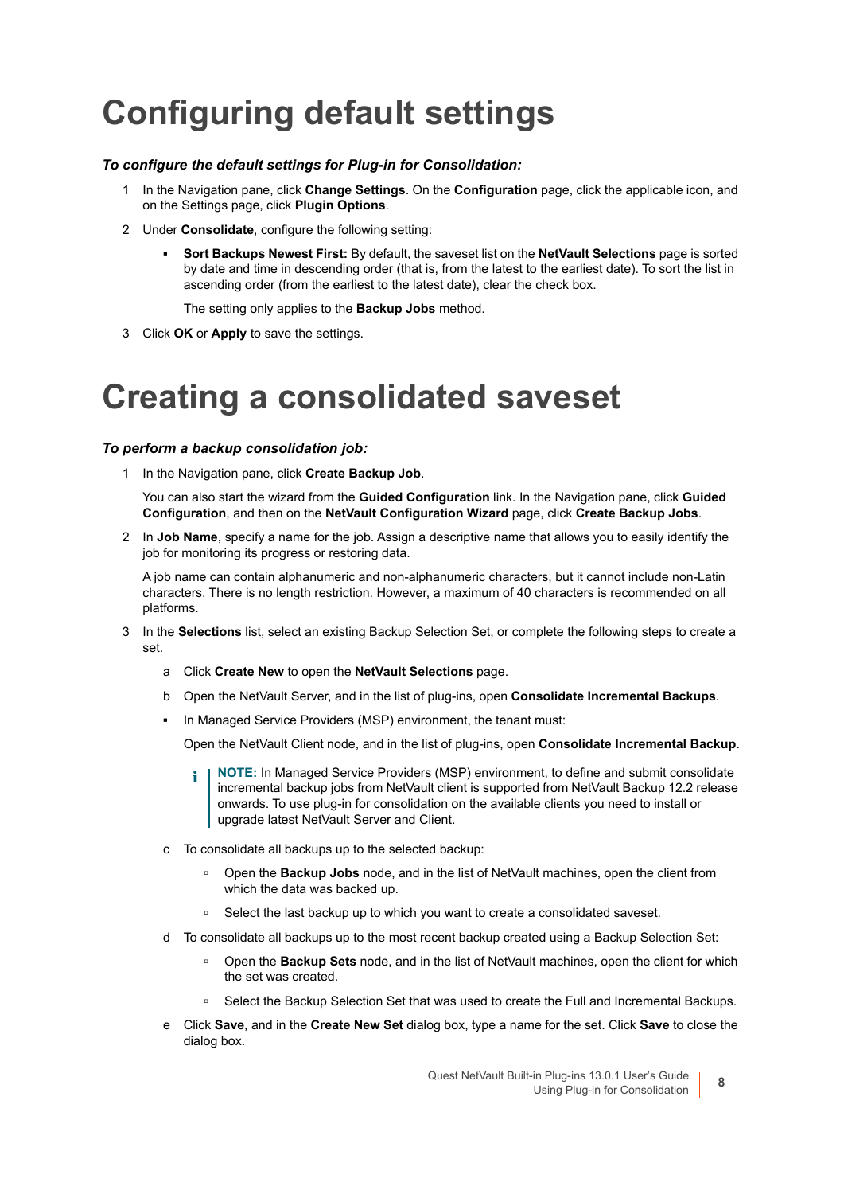# Configuring default settings

***To configure the default settings for Plug-in for Consolidation:***

1. In the Navigation pane, click **Change Settings**. On the **Configuration** page, click the applicable icon, and on the Settings page, click **Plugin Options**.
2. Under **Consolidate**, configure the following setting:
   - **Sort Backups Newest First:** By default, the saveset list on the **NetVault Selections** page is sorted by date and time in descending order (that is, from the latest to the earliest date). To sort the list in ascending order (from the earliest to the latest date), clear the check box.

     The setting only applies to the **Backup Jobs** method.
3. Click **OK** or **Apply** to save the settings.

# Creating a consolidated saveset

***To perform a backup consolidation job:***

1. In the Navigation pane, click **Create Backup Job**.

   You can also start the wizard from the **Guided Configuration** link. In the Navigation pane, click **Guided Configuration**, and then on the **NetVault Configuration Wizard** page, click **Create Backup Jobs**.
2. In **Job Name**, specify a name for the job. Assign a descriptive name that allows you to easily identify the job for monitoring its progress or restoring data.

   A job name can contain alphanumeric and non-alphanumeric characters, but it cannot include non-Latin characters. There is no length restriction. However, a maximum of 40 characters is recommended on all platforms.
3. In the **Selections** list, select an existing Backup Selection Set, or complete the following steps to create a set.
   1. Click **Create New** to open the **NetVault Selections** page.
   2. Open the NetVault Server, and in the list of plug-ins, open **Consolidate Incremental Backups**.
      - In Managed Service Providers (MSP) environment, the tenant must:

        Open the NetVault Client node, and in the list of plug-ins, open **Consolidate Incremental Backup**.

        **NOTE:** In Managed Service Providers (MSP) environment, to define and submit consolidate incremental backup jobs from NetVault client is supported from NetVault Backup 12.2 release onwards. To use plug-in for consolidation on the available clients you need to install or upgrade latest NetVault Server and Client.
   3. To consolidate all backups up to the selected backup:
      - Open the **Backup Jobs** node, and in the list of NetVault machines, open the client from which the data was backed up.
      - Select the last backup up to which you want to create a consolidated saveset.
   4. To consolidate all backups up to the most recent backup created using a Backup Selection Set:
      - Open the **Backup Sets** node, and in the list of NetVault machines, open the client for which the set was created.
      - Select the Backup Selection Set that was used to create the Full and Incremental Backups.
   5. Click **Save**, and in the **Create New Set** dialog box, type a name for the set. Click **Save** to close the dialog box.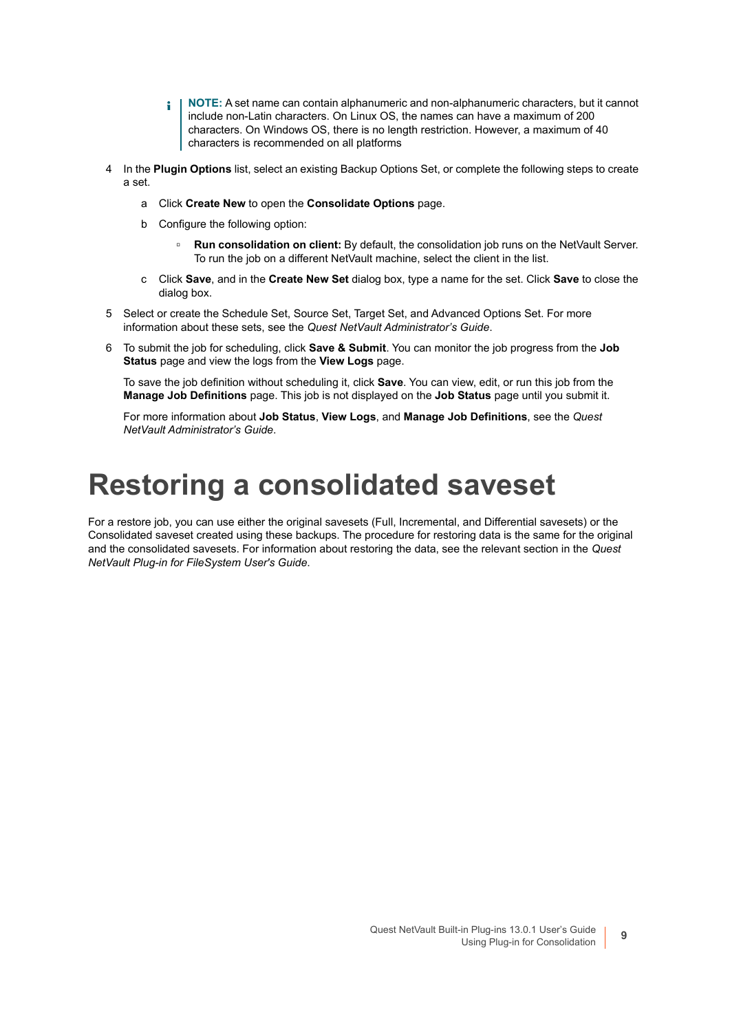> **NOTE:** A set name can contain alphanumeric and non-alphanumeric characters, but it cannot include non-Latin characters. On Linux OS, the names can have a maximum of 200 characters. On Windows OS, there is no length restriction. However, a maximum of 40 characters is recommended on all platforms

4. In the **Plugin Options** list, select an existing Backup Options Set, or complete the following steps to create a set.
   a. Click **Create New** to open the **Consolidate Options** page.
   b. Configure the following option:
      - **Run consolidation on client:** By default, the consolidation job runs on the NetVault Server. To run the job on a different NetVault machine, select the client in the list.
   c. Click **Save**, and in the **Create New Set** dialog box, type a name for the set. Click **Save** to close the dialog box.
5. Select or create the Schedule Set, Source Set, Target Set, and Advanced Options Set. For more information about these sets, see the *Quest NetVault Administrator's Guide*.
6. To submit the job for scheduling, click **Save & Submit**. You can monitor the job progress from the **Job Status** page and view the logs from the **View Logs** page.

   To save the job definition without scheduling it, click **Save**. You can view, edit, or run this job from the **Manage Job Definitions** page. This job is not displayed on the **Job Status** page until you submit it.

   For more information about **Job Status**, **View Logs**, and **Manage Job Definitions**, see the *Quest NetVault Administrator's Guide*.

# Restoring a consolidated saveset

For a restore job, you can use either the original savesets (Full, Incremental, and Differential savesets) or the Consolidated saveset created using these backups. The procedure for restoring data is the same for the original and the consolidated savesets. For information about restoring the data, see the relevant section in the *Quest NetVault Plug-in for FileSystem User's Guide*.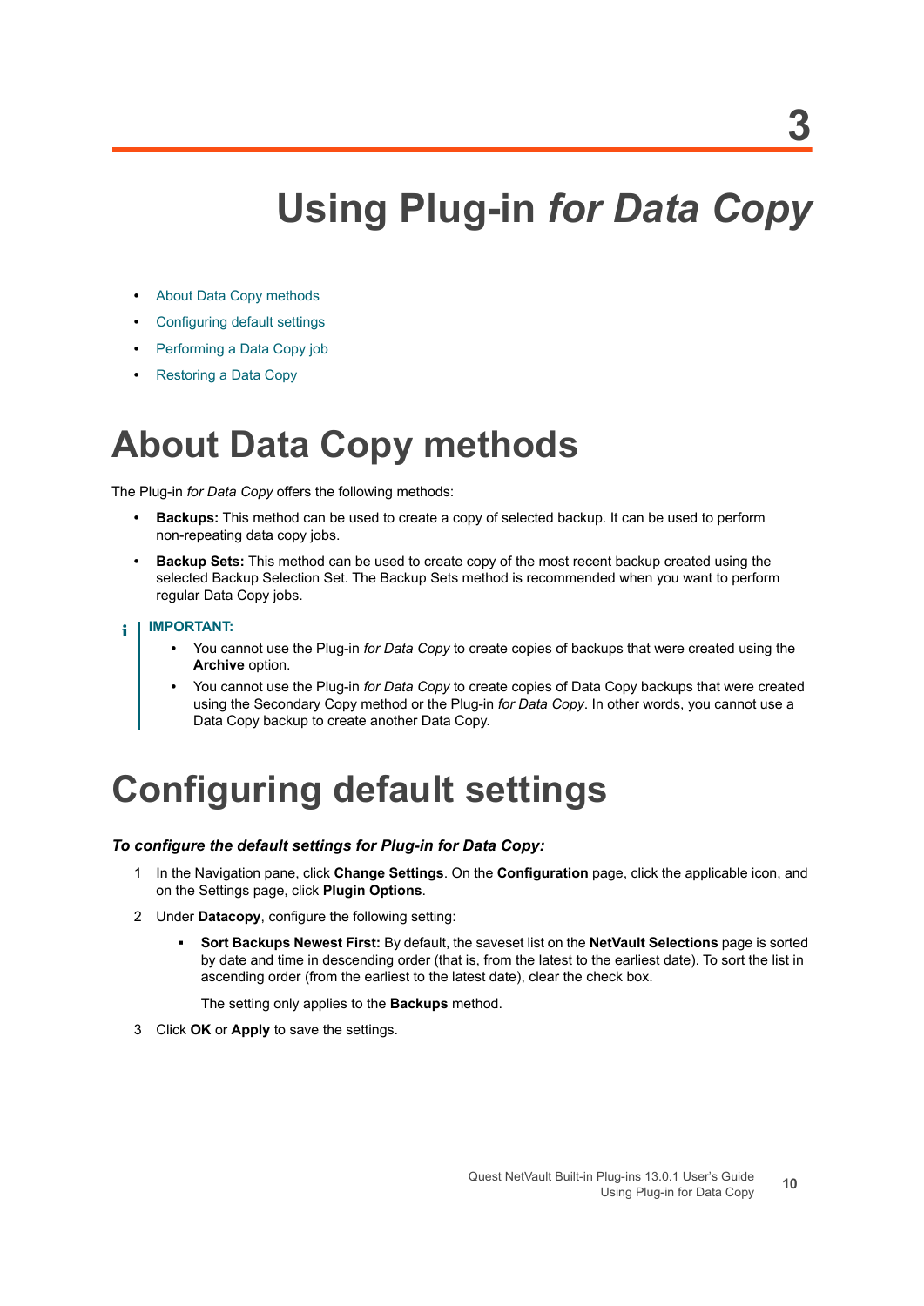# 3

# Using Plug-in *for Data Copy*

- About Data Copy methods
- Configuring default settings
- Performing a Data Copy job
- Restoring a Data Copy

## About Data Copy methods

The Plug-in *for Data Copy* offers the following methods:

- **Backups:** This method can be used to create a copy of selected backup. It can be used to perform non-repeating data copy jobs.
- **Backup Sets:** This method can be used to create copy of the most recent backup created using the selected Backup Selection Set. The Backup Sets method is recommended when you want to perform regular Data Copy jobs.

> **IMPORTANT:**
> - You cannot use the Plug-in *for Data Copy* to create copies of backups that were created using the **Archive** option.
> - You cannot use the Plug-in *for Data Copy* to create copies of Data Copy backups that were created using the Secondary Copy method or the Plug-in *for Data Copy*. In other words, you cannot use a Data Copy backup to create another Data Copy.

## Configuring default settings

***To configure the default settings for Plug-in for Data Copy:***

1. In the Navigation pane, click **Change Settings**. On the **Configuration** page, click the applicable icon, and on the Settings page, click **Plugin Options**.
2. Under **Datacopy**, configure the following setting:
   - **Sort Backups Newest First:** By default, the saveset list on the **NetVault Selections** page is sorted by date and time in descending order (that is, from the latest to the earliest date). To sort the list in ascending order (from the earliest to the latest date), clear the check box.

     The setting only applies to the **Backups** method.
3. Click **OK** or **Apply** to save the settings.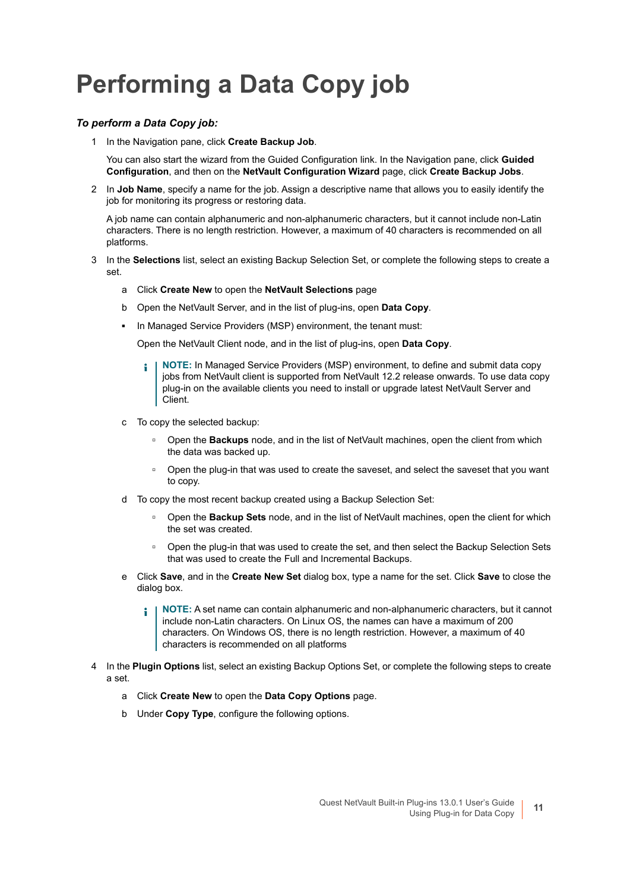# Performing a Data Copy job

***To perform a Data Copy job:***

1. In the Navigation pane, click **Create Backup Job**.

   You can also start the wizard from the Guided Configuration link. In the Navigation pane, click **Guided Configuration**, and then on the **NetVault Configuration Wizard** page, click **Create Backup Jobs**.

2. In **Job Name**, specify a name for the job. Assign a descriptive name that allows you to easily identify the job for monitoring its progress or restoring data.

   A job name can contain alphanumeric and non-alphanumeric characters, but it cannot include non-Latin characters. There is no length restriction. However, a maximum of 40 characters is recommended on all platforms.

3. In the **Selections** list, select an existing Backup Selection Set, or complete the following steps to create a set.

   a. Click **Create New** to open the **NetVault Selections** page

   b. Open the NetVault Server, and in the list of plug-ins, open **Data Copy**.

   - In Managed Service Providers (MSP) environment, the tenant must:

     Open the NetVault Client node, and in the list of plug-ins, open **Data Copy**.

     > **NOTE:** In Managed Service Providers (MSP) environment, to define and submit data copy jobs from NetVault client is supported from NetVault 12.2 release onwards. To use data copy plug-in on the available clients you need to install or upgrade latest NetVault Server and Client.

   c. To copy the selected backup:

      - Open the **Backups** node, and in the list of NetVault machines, open the client from which the data was backed up.
      - Open the plug-in that was used to create the saveset, and select the saveset that you want to copy.

   d. To copy the most recent backup created using a Backup Selection Set:

      - Open the **Backup Sets** node, and in the list of NetVault machines, open the client for which the set was created.
      - Open the plug-in that was used to create the set, and then select the Backup Selection Sets that was used to create the Full and Incremental Backups.

   e. Click **Save**, and in the **Create New Set** dialog box, type a name for the set. Click **Save** to close the dialog box.

      > **NOTE:** A set name can contain alphanumeric and non-alphanumeric characters, but it cannot include non-Latin characters. On Linux OS, the names can have a maximum of 200 characters. On Windows OS, there is no length restriction. However, a maximum of 40 characters is recommended on all platforms

4. In the **Plugin Options** list, select an existing Backup Options Set, or complete the following steps to create a set.

   a. Click **Create New** to open the **Data Copy Options** page.

   b. Under **Copy Type**, configure the following options.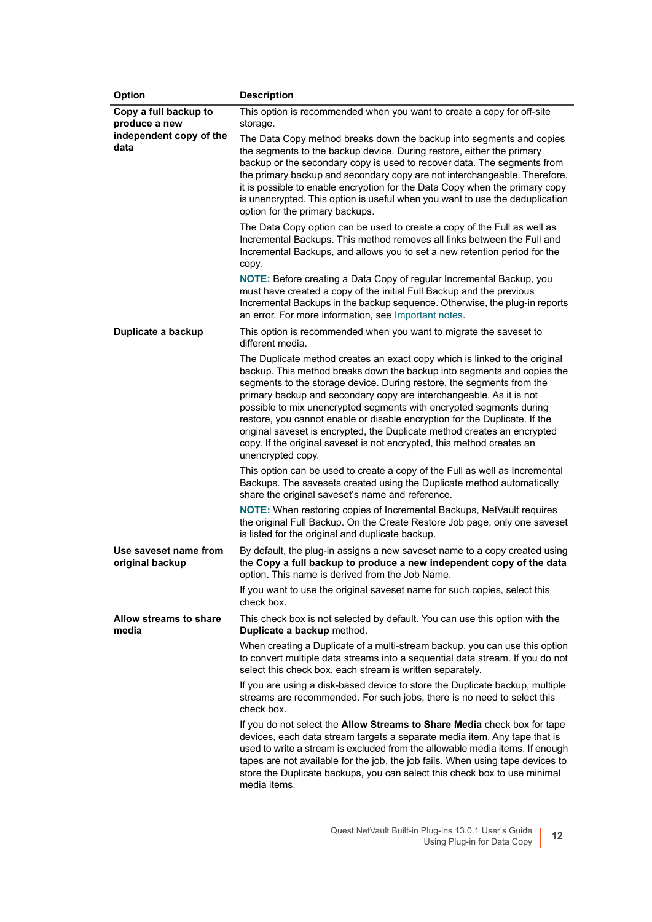| Option | Description |
|---|---|
| **Copy a full backup to produce a new independent copy of the data** | This option is recommended when you want to create a copy for off-site storage.<br><br>The Data Copy method breaks down the backup into segments and copies the segments to the backup device. During restore, either the primary backup or the secondary copy is used to recover data. The segments from the primary backup and secondary copy are not interchangeable. Therefore, it is possible to enable encryption for the Data Copy when the primary copy is unencrypted. This option is useful when you want to use the deduplication option for the primary backups.<br><br>The Data Copy option can be used to create a copy of the Full as well as Incremental Backups. This method removes all links between the Full and Incremental Backups, and allows you to set a new retention period for the copy.<br><br>**NOTE:** Before creating a Data Copy of regular Incremental Backup, you must have created a copy of the initial Full Backup and the previous Incremental Backups in the backup sequence. Otherwise, the plug-in reports an error. For more information, see Important notes. |
| **Duplicate a backup** | This option is recommended when you want to migrate the saveset to different media.<br><br>The Duplicate method creates an exact copy which is linked to the original backup. This method breaks down the backup into segments and copies the segments to the storage device. During restore, the segments from the primary backup and secondary copy are interchangeable. As it is not possible to mix unencrypted segments with encrypted segments during restore, you cannot enable or disable encryption for the Duplicate. If the original saveset is encrypted, the Duplicate method creates an encrypted copy. If the original saveset is not encrypted, this method creates an unencrypted copy.<br><br>This option can be used to create a copy of the Full as well as Incremental Backups. The savesets created using the Duplicate method automatically share the original saveset's name and reference.<br><br>**NOTE:** When restoring copies of Incremental Backups, NetVault requires the original Full Backup. On the Create Restore Job page, only one saveset is listed for the original and duplicate backup. |
| **Use saveset name from original backup** | By default, the plug-in assigns a new saveset name to a copy created using the **Copy a full backup to produce a new independent copy of the data** option. This name is derived from the Job Name.<br><br>If you want to use the original saveset name for such copies, select this check box. |
| **Allow streams to share media** | This check box is not selected by default. You can use this option with the **Duplicate a backup** method.<br><br>When creating a Duplicate of a multi-stream backup, you can use this option to convert multiple data streams into a sequential data stream. If you do not select this check box, each stream is written separately.<br><br>If you are using a disk-based device to store the Duplicate backup, multiple streams are recommended. For such jobs, there is no need to select this check box.<br><br>If you do not select the **Allow Streams to Share Media** check box for tape devices, each data stream targets a separate media item. Any tape that is used to write a stream is excluded from the allowable media items. If enough tapes are not available for the job, the job fails. When using tape devices to store the Duplicate backups, you can select this check box to use minimal media items. |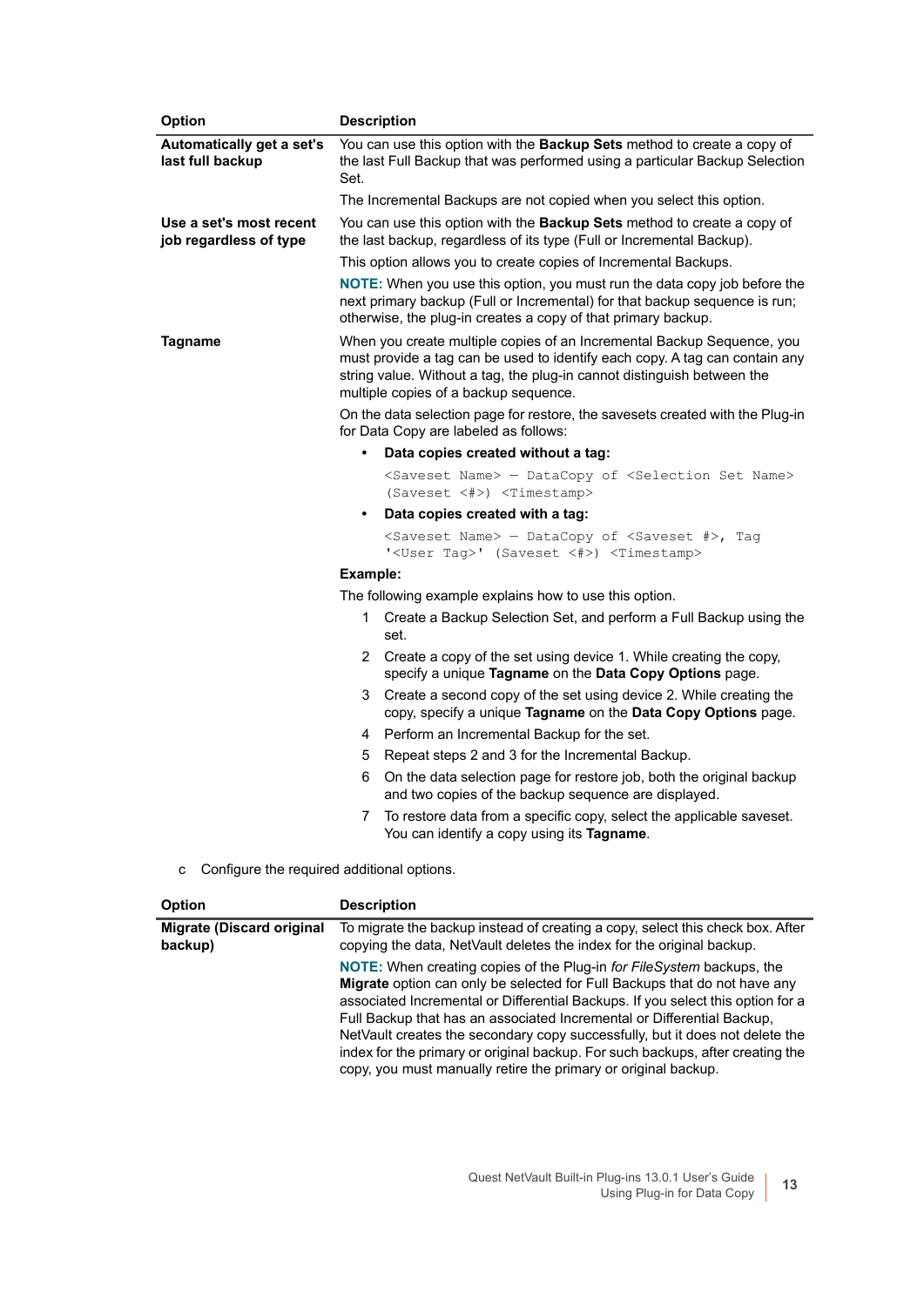| Option | Description |
|---|---|
| **Automatically get a set's last full backup** | You can use this option with the **Backup Sets** method to create a copy of the last Full Backup that was performed using a particular Backup Selection Set.<br><br>The Incremental Backups are not copied when you select this option. |
| **Use a set's most recent job regardless of type** | You can use this option with the **Backup Sets** method to create a copy of the last backup, regardless of its type (Full or Incremental Backup).<br><br>This option allows you to create copies of Incremental Backups.<br><br>**NOTE:** When you use this option, you must run the data copy job before the next primary backup (Full or Incremental) for that backup sequence is run; otherwise, the plug-in creates a copy of that primary backup. |
| **Tagname** | When you create multiple copies of an Incremental Backup Sequence, you must provide a tag can be used to identify each copy. A tag can contain any string value. Without a tag, the plug-in cannot distinguish between the multiple copies of a backup sequence.<br><br>On the data selection page for restore, the savesets created with the Plug-in for Data Copy are labeled as follows:<br><br>• **Data copies created without a tag:**<br>`<Saveset Name> — DataCopy of <Selection Set Name> (Saveset <#>) <Timestamp>`<br><br>• **Data copies created with a tag:**<br>`<Saveset Name> — DataCopy of <Saveset #>, Tag '<User Tag>' (Saveset <#>) <Timestamp>`<br><br>**Example:**<br><br>The following example explains how to use this option.<br><br>1 Create a Backup Selection Set, and perform a Full Backup using the set.<br>2 Create a copy of the set using device 1. While creating the copy, specify a unique **Tagname** on the **Data Copy Options** page.<br>3 Create a second copy of the set using device 2. While creating the copy, specify a unique **Tagname** on the **Data Copy Options** page.<br>4 Perform an Incremental Backup for the set.<br>5 Repeat steps 2 and 3 for the Incremental Backup.<br>6 On the data selection page for restore job, both the original backup and two copies of the backup sequence are displayed.<br>7 To restore data from a specific copy, select the applicable saveset. You can identify a copy using its **Tagname**. |

c Configure the required additional options.

| Option | Description |
|---|---|
| **Migrate (Discard original backup)** | To migrate the backup instead of creating a copy, select this check box. After copying the data, NetVault deletes the index for the original backup.<br><br>**NOTE:** When creating copies of the Plug-in *for FileSystem* backups, the **Migrate** option can only be selected for Full Backups that do not have any associated Incremental or Differential Backups. If you select this option for a Full Backup that has an associated Incremental or Differential Backup, NetVault creates the secondary copy successfully, but it does not delete the index for the primary or original backup. For such backups, after creating the copy, you must manually retire the primary or original backup. |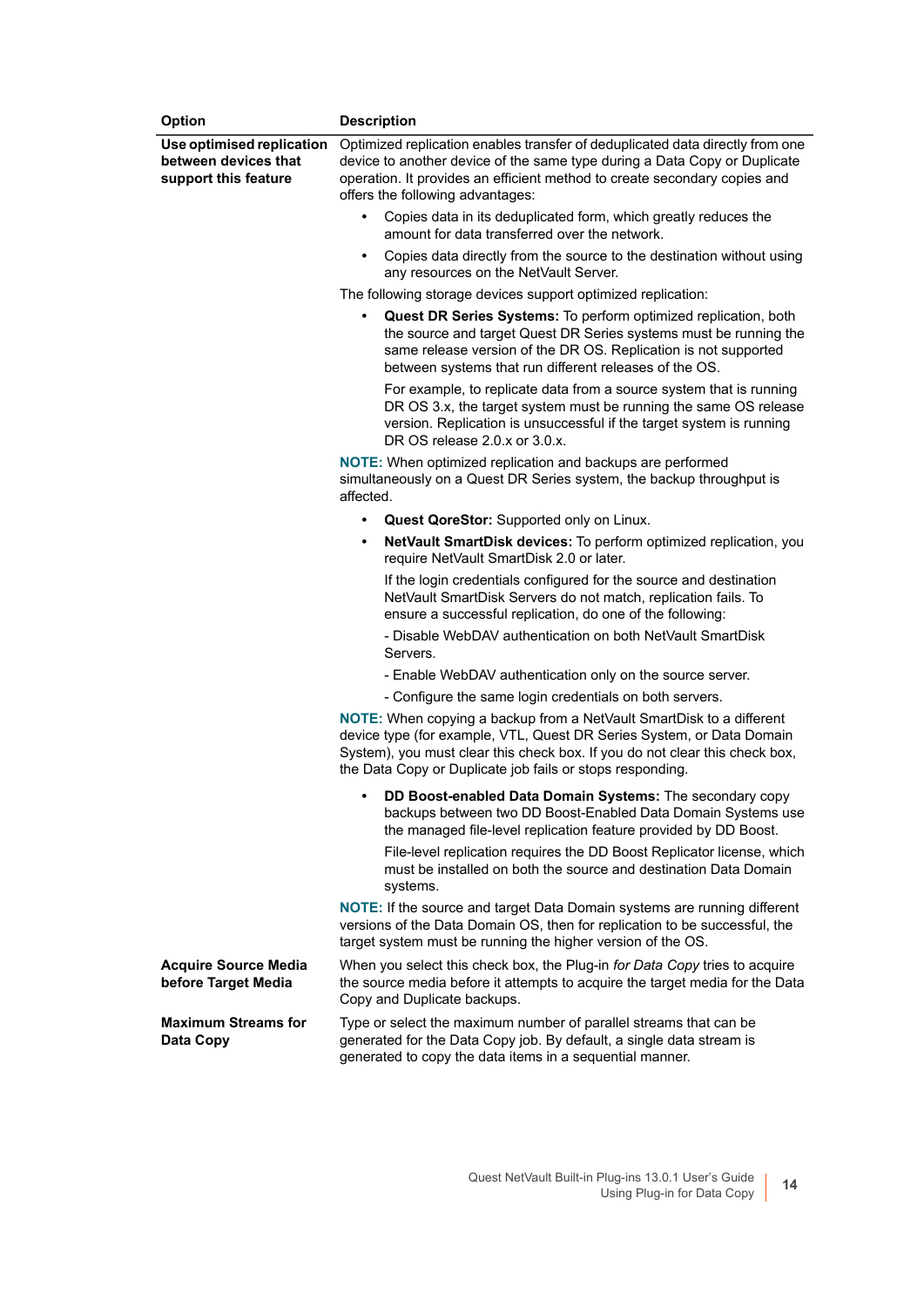| Option | Description |
|---|---|
| **Use optimised replication between devices that support this feature** | Optimized replication enables transfer of deduplicated data directly from one device to another device of the same type during a Data Copy or Duplicate operation. It provides an efficient method to create secondary copies and offers the following advantages:<br><br>• Copies data in its deduplicated form, which greatly reduces the amount for data transferred over the network.<br>• Copies data directly from the source to the destination without using any resources on the NetVault Server.<br><br>The following storage devices support optimized replication:<br><br>• **Quest DR Series Systems:** To perform optimized replication, both the source and target Quest DR Series systems must be running the same release version of the DR OS. Replication is not supported between systems that run different releases of the OS.<br>For example, to replicate data from a source system that is running DR OS 3.x, the target system must be running the same OS release version. Replication is unsuccessful if the target system is running DR OS release 2.0.x or 3.0.x.<br><br>**NOTE:** When optimized replication and backups are performed simultaneously on a Quest DR Series system, the backup throughput is affected.<br><br>• **Quest QoreStor:** Supported only on Linux.<br>• **NetVault SmartDisk devices:** To perform optimized replication, you require NetVault SmartDisk 2.0 or later.<br>If the login credentials configured for the source and destination NetVault SmartDisk Servers do not match, replication fails. To ensure a successful replication, do one of the following:<br>- Disable WebDAV authentication on both NetVault SmartDisk Servers.<br>- Enable WebDAV authentication only on the source server.<br>- Configure the same login credentials on both servers.<br><br>**NOTE:** When copying a backup from a NetVault SmartDisk to a different device type (for example, VTL, Quest DR Series System, or Data Domain System), you must clear this check box. If you do not clear this check box, the Data Copy or Duplicate job fails or stops responding.<br><br>• **DD Boost-enabled Data Domain Systems:** The secondary copy backups between two DD Boost-Enabled Data Domain Systems use the managed file-level replication feature provided by DD Boost.<br>File-level replication requires the DD Boost Replicator license, which must be installed on both the source and destination Data Domain systems.<br><br>**NOTE:** If the source and target Data Domain systems are running different versions of the Data Domain OS, then for replication to be successful, the target system must be running the higher version of the OS. |
| **Acquire Source Media before Target Media** | When you select this check box, the Plug-in *for Data Copy* tries to acquire the source media before it attempts to acquire the target media for the Data Copy and Duplicate backups. |
| **Maximum Streams for Data Copy** | Type or select the maximum number of parallel streams that can be generated for the Data Copy job. By default, a single data stream is generated to copy the data items in a sequential manner. |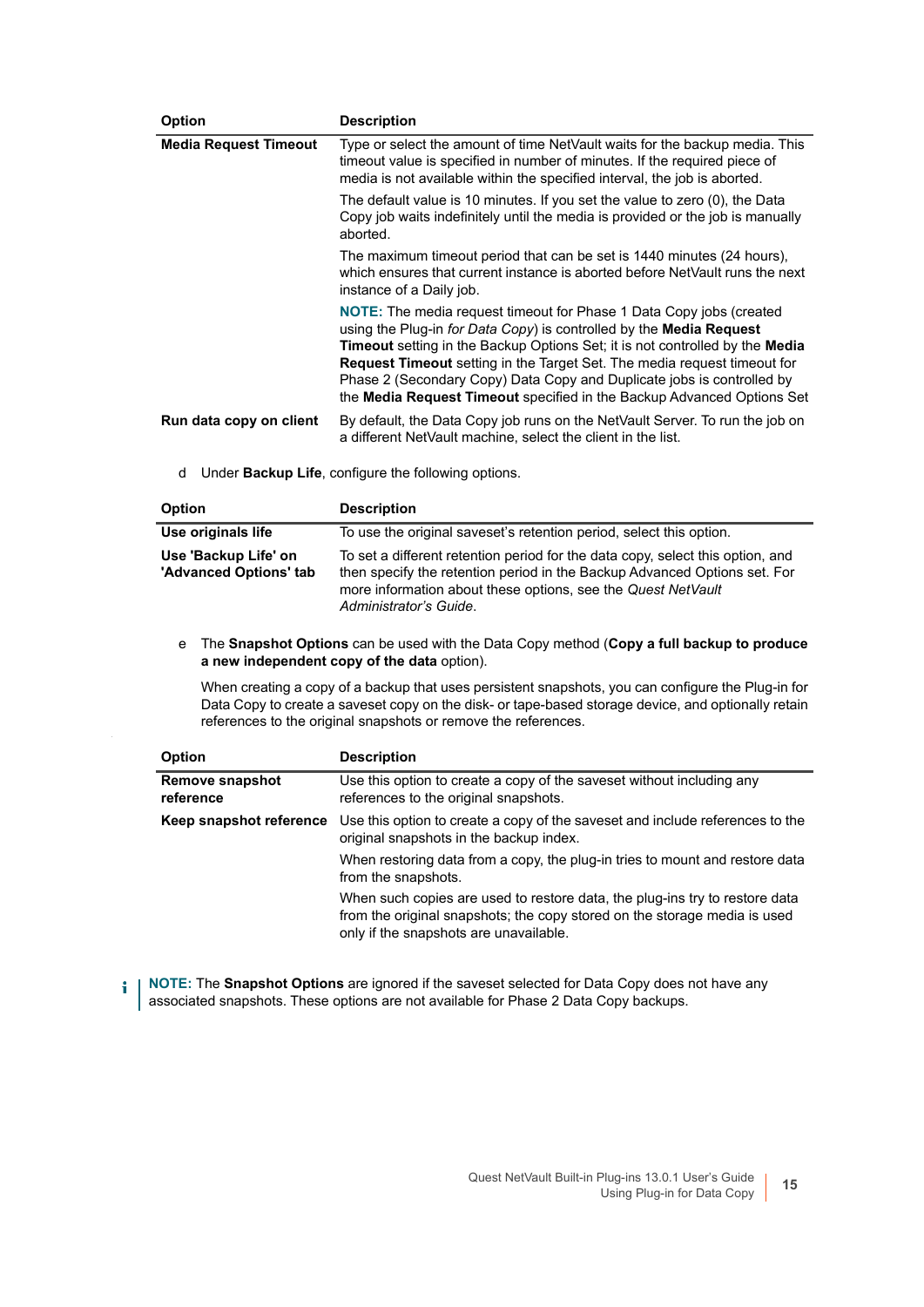| Option | Description |
| --- | --- |
| **Media Request Timeout** | Type or select the amount of time NetVault waits for the backup media. This timeout value is specified in number of minutes. If the required piece of media is not available within the specified interval, the job is aborted.<br><br>The default value is 10 minutes. If you set the value to zero (0), the Data Copy job waits indefinitely until the media is provided or the job is manually aborted.<br><br>The maximum timeout period that can be set is 1440 minutes (24 hours), which ensures that current instance is aborted before NetVault runs the next instance of a Daily job.<br><br>**NOTE:** The media request timeout for Phase 1 Data Copy jobs (created using the Plug-in *for Data Copy*) is controlled by the **Media Request Timeout** setting in the Backup Options Set; it is not controlled by the **Media Request Timeout** setting in the Target Set. The media request timeout for Phase 2 (Secondary Copy) Data Copy and Duplicate jobs is controlled by the **Media Request Timeout** specified in the Backup Advanced Options Set |
| **Run data copy on client** | By default, the Data Copy job runs on the NetVault Server. To run the job on a different NetVault machine, select the client in the list. |

d Under **Backup Life**, configure the following options.

| Option | Description |
| --- | --- |
| **Use originals life** | To use the original saveset's retention period, select this option. |
| **Use 'Backup Life' on 'Advanced Options' tab** | To set a different retention period for the data copy, select this option, and then specify the retention period in the Backup Advanced Options set. For more information about these options, see the *Quest NetVault Administrator's Guide*. |

e The **Snapshot Options** can be used with the Data Copy method (**Copy a full backup to produce a new independent copy of the data** option).

When creating a copy of a backup that uses persistent snapshots, you can configure the Plug-in for Data Copy to create a saveset copy on the disk- or tape-based storage device, and optionally retain references to the original snapshots or remove the references.

| Option | Description |
| --- | --- |
| **Remove snapshot reference** | Use this option to create a copy of the saveset without including any references to the original snapshots. |
| **Keep snapshot reference** | Use this option to create a copy of the saveset and include references to the original snapshots in the backup index.<br><br>When restoring data from a copy, the plug-in tries to mount and restore data from the snapshots.<br><br>When such copies are used to restore data, the plug-ins try to restore data from the original snapshots; the copy stored on the storage media is used only if the snapshots are unavailable. |

**NOTE:** The **Snapshot Options** are ignored if the saveset selected for Data Copy does not have any associated snapshots. These options are not available for Phase 2 Data Copy backups.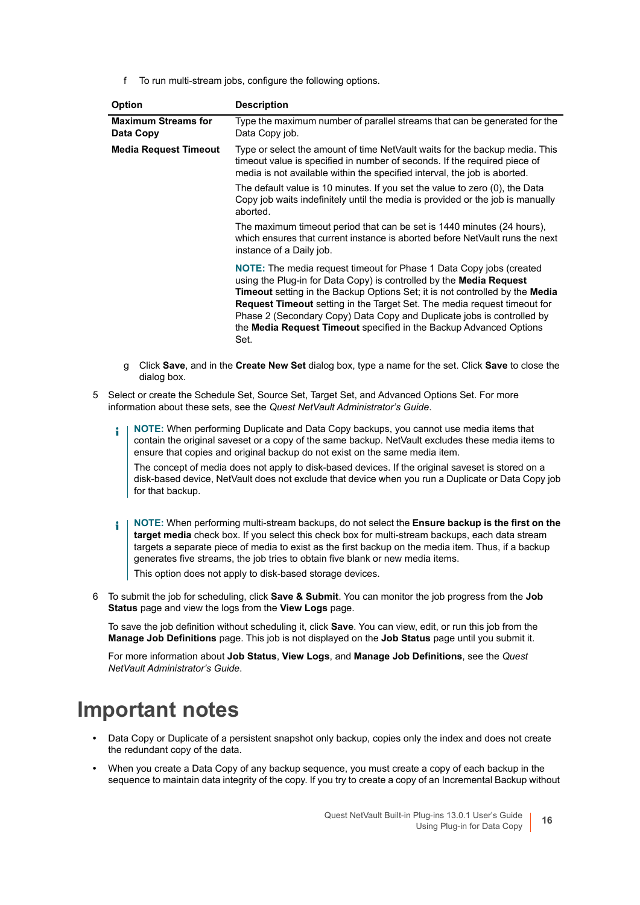f To run multi-stream jobs, configure the following options.

| Option | Description |
| --- | --- |
| **Maximum Streams for Data Copy** | Type the maximum number of parallel streams that can be generated for the Data Copy job. |
| **Media Request Timeout** | Type or select the amount of time NetVault waits for the backup media. This timeout value is specified in number of seconds. If the required piece of media is not available within the specified interval, the job is aborted.<br><br>The default value is 10 minutes. If you set the value to zero (0), the Data Copy job waits indefinitely until the media is provided or the job is manually aborted.<br><br>The maximum timeout period that can be set is 1440 minutes (24 hours), which ensures that current instance is aborted before NetVault runs the next instance of a Daily job.<br><br>**NOTE:** The media request timeout for Phase 1 Data Copy jobs (created using the Plug-in for Data Copy) is controlled by the **Media Request Timeout** setting in the Backup Options Set; it is not controlled by the **Media Request Timeout** setting in the Target Set. The media request timeout for Phase 2 (Secondary Copy) Data Copy and Duplicate jobs is controlled by the **Media Request Timeout** specified in the Backup Advanced Options Set. |

g Click **Save**, and in the **Create New Set** dialog box, type a name for the set. Click **Save** to close the dialog box.

5 Select or create the Schedule Set, Source Set, Target Set, and Advanced Options Set. For more information about these sets, see the *Quest NetVault Administrator's Guide*.

> **NOTE:** When performing Duplicate and Data Copy backups, you cannot use media items that contain the original saveset or a copy of the same backup. NetVault excludes these media items to ensure that copies and original backup do not exist on the same media item.
>
> The concept of media does not apply to disk-based devices. If the original saveset is stored on a disk-based device, NetVault does not exclude that device when you run a Duplicate or Data Copy job for that backup.

> **NOTE:** When performing multi-stream backups, do not select the **Ensure backup is the first on the target media** check box. If you select this check box for multi-stream backups, each data stream targets a separate piece of media to exist as the first backup on the media item. Thus, if a backup generates five streams, the job tries to obtain five blank or new media items.
>
> This option does not apply to disk-based storage devices.

6 To submit the job for scheduling, click **Save & Submit**. You can monitor the job progress from the **Job Status** page and view the logs from the **View Logs** page.

To save the job definition without scheduling it, click **Save**. You can view, edit, or run this job from the **Manage Job Definitions** page. This job is not displayed on the **Job Status** page until you submit it.

For more information about **Job Status**, **View Logs**, and **Manage Job Definitions**, see the *Quest NetVault Administrator's Guide*.

# Important notes

- Data Copy or Duplicate of a persistent snapshot only backup, copies only the index and does not create the redundant copy of the data.
- When you create a Data Copy of any backup sequence, you must create a copy of each backup in the sequence to maintain data integrity of the copy. If you try to create a copy of an Incremental Backup without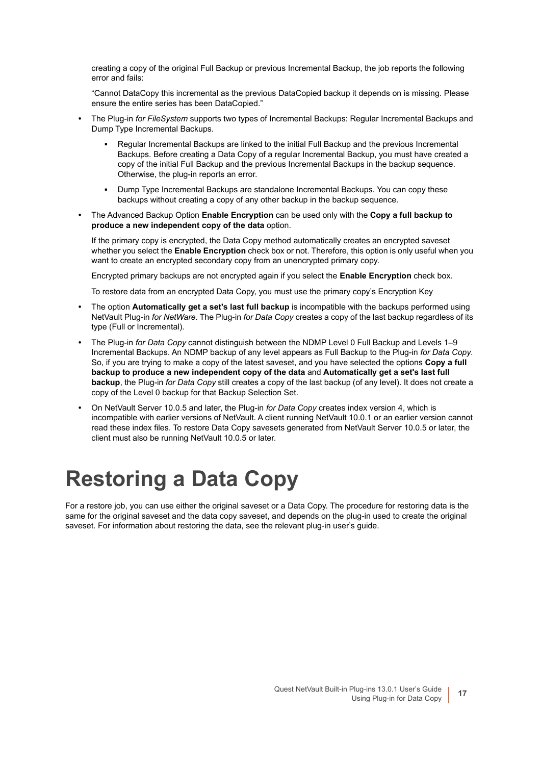creating a copy of the original Full Backup or previous Incremental Backup, the job reports the following error and fails:

"Cannot DataCopy this incremental as the previous DataCopied backup it depends on is missing. Please ensure the entire series has been DataCopied."

- The Plug-in *for FileSystem* supports two types of Incremental Backups: Regular Incremental Backups and Dump Type Incremental Backups.
  - Regular Incremental Backups are linked to the initial Full Backup and the previous Incremental Backups. Before creating a Data Copy of a regular Incremental Backup, you must have created a copy of the initial Full Backup and the previous Incremental Backups in the backup sequence. Otherwise, the plug-in reports an error.
  - Dump Type Incremental Backups are standalone Incremental Backups. You can copy these backups without creating a copy of any other backup in the backup sequence.
- The Advanced Backup Option **Enable Encryption** can be used only with the **Copy a full backup to produce a new independent copy of the data** option.

  If the primary copy is encrypted, the Data Copy method automatically creates an encrypted saveset whether you select the **Enable Encryption** check box or not. Therefore, this option is only useful when you want to create an encrypted secondary copy from an unencrypted primary copy.

  Encrypted primary backups are not encrypted again if you select the **Enable Encryption** check box.

  To restore data from an encrypted Data Copy, you must use the primary copy's Encryption Key
- The option **Automatically get a set's last full backup** is incompatible with the backups performed using NetVault Plug-in *for NetWare*. The Plug-in *for Data Copy* creates a copy of the last backup regardless of its type (Full or Incremental).
- The Plug-in *for Data Copy* cannot distinguish between the NDMP Level 0 Full Backup and Levels 1–9 Incremental Backups. An NDMP backup of any level appears as Full Backup to the Plug-in *for Data Copy*. So, if you are trying to make a copy of the latest saveset, and you have selected the options **Copy a full backup to produce a new independent copy of the data** and **Automatically get a set's last full backup**, the Plug-in *for Data Copy* still creates a copy of the last backup (of any level). It does not create a copy of the Level 0 backup for that Backup Selection Set.
- On NetVault Server 10.0.5 and later, the Plug-in *for Data Copy* creates index version 4, which is incompatible with earlier versions of NetVault. A client running NetVault 10.0.1 or an earlier version cannot read these index files. To restore Data Copy savesets generated from NetVault Server 10.0.5 or later, the client must also be running NetVault 10.0.5 or later.

# Restoring a Data Copy

For a restore job, you can use either the original saveset or a Data Copy. The procedure for restoring data is the same for the original saveset and the data copy saveset, and depends on the plug-in used to create the original saveset. For information about restoring the data, see the relevant plug-in user's guide.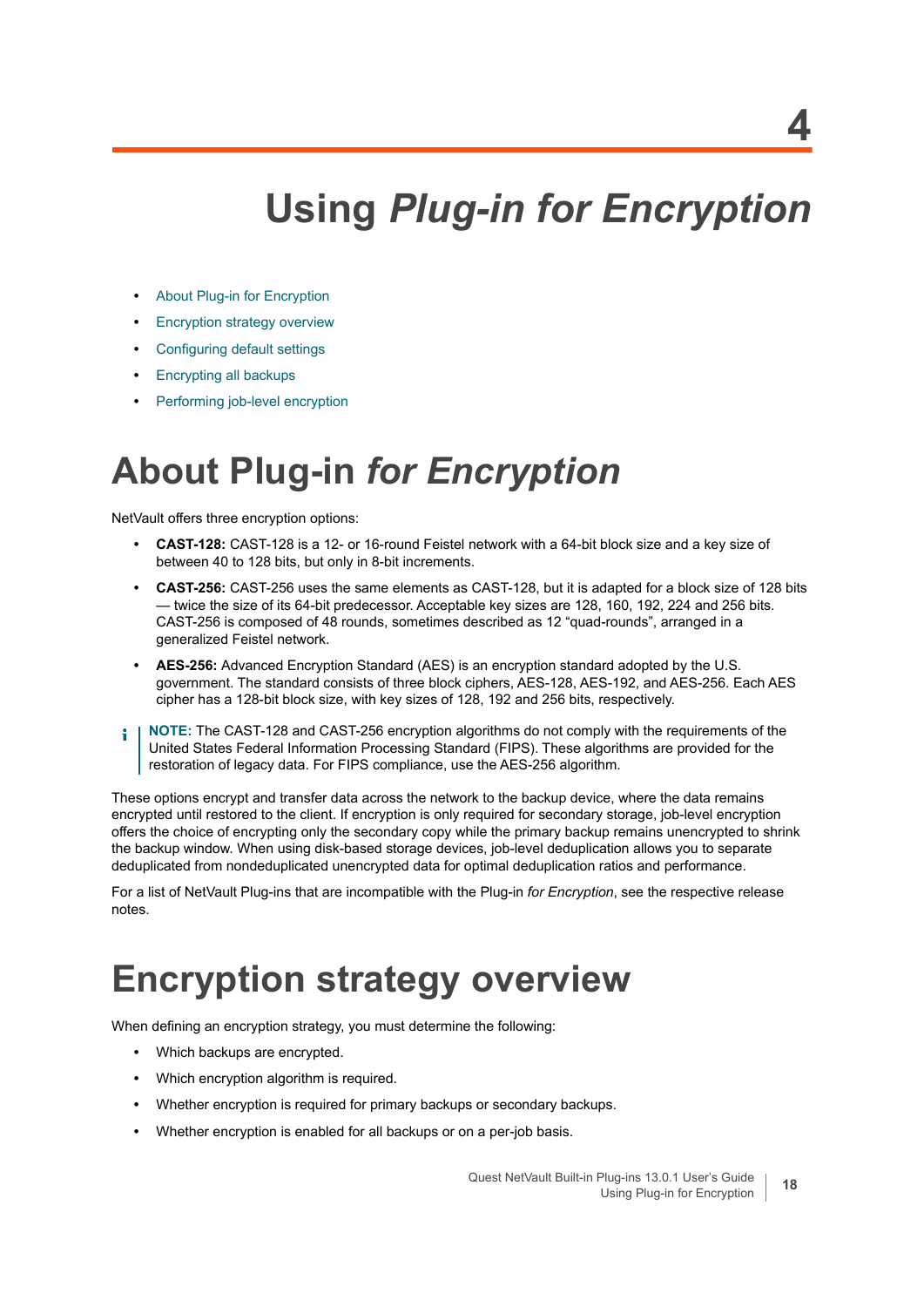# 4

# Using *Plug-in for Encryption*

- About Plug-in for Encryption
- Encryption strategy overview
- Configuring default settings
- Encrypting all backups
- Performing job-level encryption

## About Plug-in *for Encryption*

NetVault offers three encryption options:

- **CAST-128:** CAST-128 is a 12- or 16-round Feistel network with a 64-bit block size and a key size of between 40 to 128 bits, but only in 8-bit increments.
- **CAST-256:** CAST-256 uses the same elements as CAST-128, but it is adapted for a block size of 128 bits — twice the size of its 64-bit predecessor. Acceptable key sizes are 128, 160, 192, 224 and 256 bits. CAST-256 is composed of 48 rounds, sometimes described as 12 “quad-rounds”, arranged in a generalized Feistel network.
- **AES-256:** Advanced Encryption Standard (AES) is an encryption standard adopted by the U.S. government. The standard consists of three block ciphers, AES-128, AES-192, and AES-256. Each AES cipher has a 128-bit block size, with key sizes of 128, 192 and 256 bits, respectively.

> **NOTE:** The CAST-128 and CAST-256 encryption algorithms do not comply with the requirements of the United States Federal Information Processing Standard (FIPS). These algorithms are provided for the restoration of legacy data. For FIPS compliance, use the AES-256 algorithm.

These options encrypt and transfer data across the network to the backup device, where the data remains encrypted until restored to the client. If encryption is only required for secondary storage, job-level encryption offers the choice of encrypting only the secondary copy while the primary backup remains unencrypted to shrink the backup window. When using disk-based storage devices, job-level deduplication allows you to separate deduplicated from nondeduplicated unencrypted data for optimal deduplication ratios and performance.

For a list of NetVault Plug-ins that are incompatible with the Plug-in *for Encryption*, see the respective release notes.

## Encryption strategy overview

When defining an encryption strategy, you must determine the following:

- Which backups are encrypted.
- Which encryption algorithm is required.
- Whether encryption is required for primary backups or secondary backups.
- Whether encryption is enabled for all backups or on a per-job basis.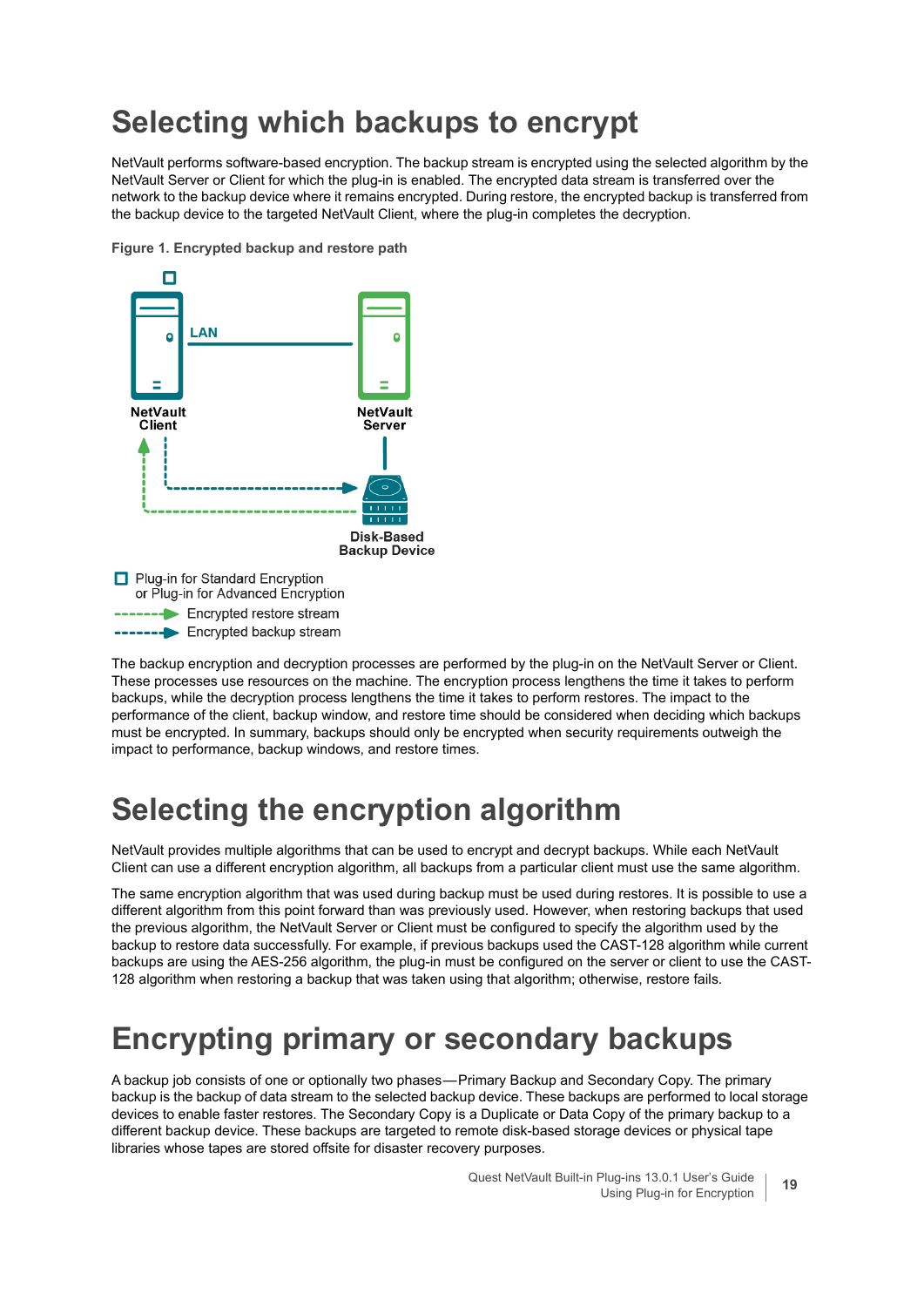# Selecting which backups to encrypt

NetVault performs software-based encryption. The backup stream is encrypted using the selected algorithm by the NetVault Server or Client for which the plug-in is enabled. The encrypted data stream is transferred over the network to the backup device where it remains encrypted. During restore, the encrypted backup is transferred from the backup device to the targeted NetVault Client, where the plug-in completes the decryption.

**Figure 1. Encrypted backup and restore path**

LAN

NetVault Client

NetVault Server

Disk-Based Backup Device

Plug-in for Standard Encryption or Plug-in for Advanced Encryption

Encrypted restore stream

Encrypted backup stream

The backup encryption and decryption processes are performed by the plug-in on the NetVault Server or Client. These processes use resources on the machine. The encryption process lengthens the time it takes to perform backups, while the decryption process lengthens the time it takes to perform restores. The impact to the performance of the client, backup window, and restore time should be considered when deciding which backups must be encrypted. In summary, backups should only be encrypted when security requirements outweigh the impact to performance, backup windows, and restore times.

# Selecting the encryption algorithm

NetVault provides multiple algorithms that can be used to encrypt and decrypt backups. While each NetVault Client can use a different encryption algorithm, all backups from a particular client must use the same algorithm.

The same encryption algorithm that was used during backup must be used during restores. It is possible to use a different algorithm from this point forward than was previously used. However, when restoring backups that used the previous algorithm, the NetVault Server or Client must be configured to specify the algorithm used by the backup to restore data successfully. For example, if previous backups used the CAST-128 algorithm while current backups are using the AES-256 algorithm, the plug-in must be configured on the server or client to use the CAST-128 algorithm when restoring a backup that was taken using that algorithm; otherwise, restore fails.

# Encrypting primary or secondary backups

A backup job consists of one or optionally two phases—Primary Backup and Secondary Copy. The primary backup is the backup of data stream to the selected backup device. These backups are performed to local storage devices to enable faster restores. The Secondary Copy is a Duplicate or Data Copy of the primary backup to a different backup device. These backups are targeted to remote disk-based storage devices or physical tape libraries whose tapes are stored offsite for disaster recovery purposes.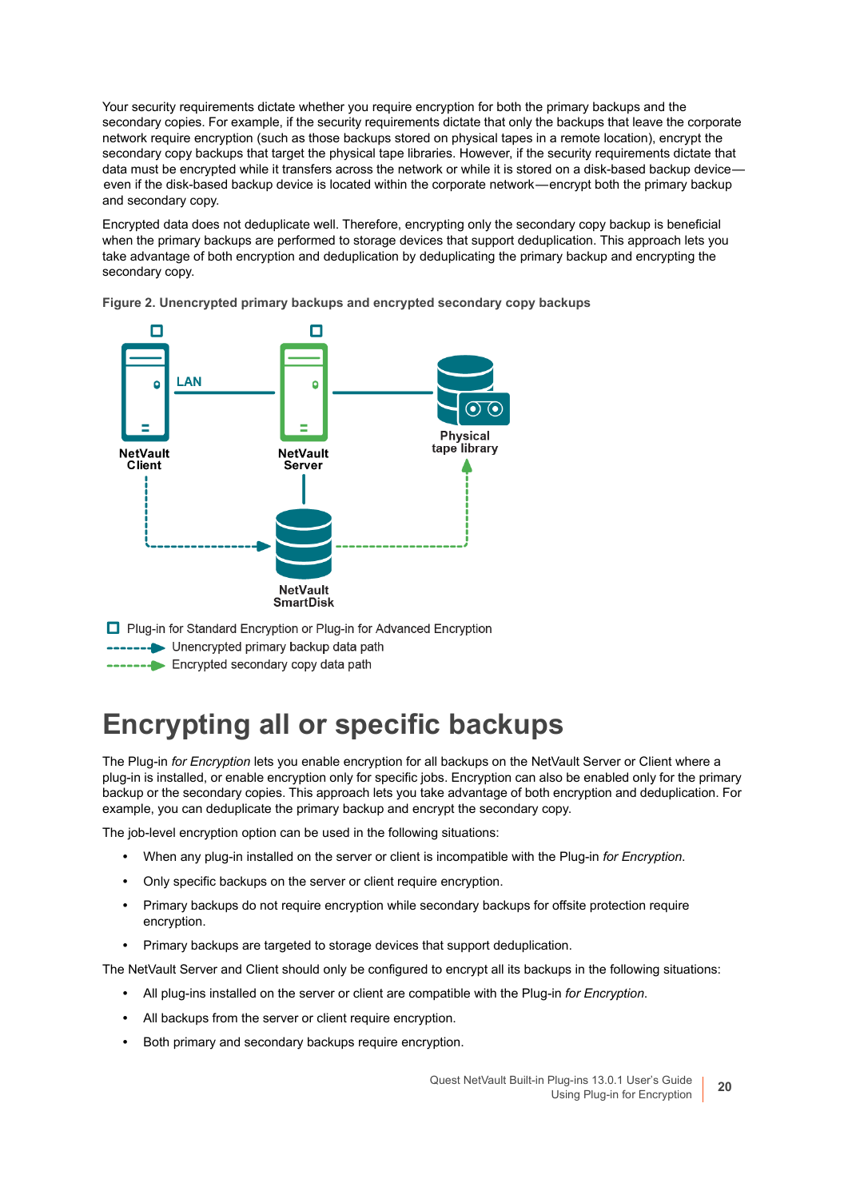Your security requirements dictate whether you require encryption for both the primary backups and the secondary copies. For example, if the security requirements dictate that only the backups that leave the corporate network require encryption (such as those backups stored on physical tapes in a remote location), encrypt the secondary copy backups that target the physical tape libraries. However, if the security requirements dictate that data must be encrypted while it transfers across the network or while it is stored on a disk-based backup device—even if the disk-based backup device is located within the corporate network—encrypt both the primary backup and secondary copy.

Encrypted data does not deduplicate well. Therefore, encrypting only the secondary copy backup is beneficial when the primary backups are performed to storage devices that support deduplication. This approach lets you take advantage of both encryption and deduplication by deduplicating the primary backup and encrypting the secondary copy.

**Figure 2. Unencrypted primary backups and encrypted secondary copy backups**

LAN

NetVault Client

NetVault Server

Physical tape library

NetVault SmartDisk

Plug-in for Standard Encryption or Plug-in for Advanced Encryption

Unencrypted primary backup data path

Encrypted secondary copy data path

# Encrypting all or specific backups

The Plug-in *for Encryption* lets you enable encryption for all backups on the NetVault Server or Client where a plug-in is installed, or enable encryption only for specific jobs. Encryption can also be enabled only for the primary backup or the secondary copies. This approach lets you take advantage of both encryption and deduplication. For example, you can deduplicate the primary backup and encrypt the secondary copy.

The job-level encryption option can be used in the following situations:

- When any plug-in installed on the server or client is incompatible with the Plug-in *for Encryption*.
- Only specific backups on the server or client require encryption.
- Primary backups do not require encryption while secondary backups for offsite protection require encryption.
- Primary backups are targeted to storage devices that support deduplication.

The NetVault Server and Client should only be configured to encrypt all its backups in the following situations:

- All plug-ins installed on the server or client are compatible with the Plug-in *for Encryption*.
- All backups from the server or client require encryption.
- Both primary and secondary backups require encryption.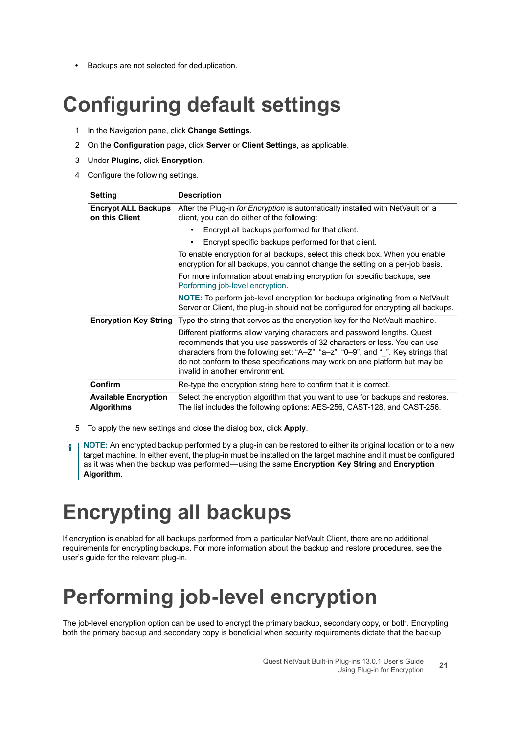- Backups are not selected for deduplication.

# Configuring default settings

1. In the Navigation pane, click **Change Settings**.
2. On the **Configuration** page, click **Server** or **Client Settings**, as applicable.
3. Under **Plugins**, click **Encryption**.
4. Configure the following settings.

| Setting | Description |
|---|---|
| **Encrypt ALL Backups on this Client** | After the Plug-in *for Encryption* is automatically installed with NetVault on a client, you can do either of the following:<br>• Encrypt all backups performed for that client.<br>• Encrypt specific backups performed for that client.<br>To enable encryption for all backups, select this check box. When you enable encryption for all backups, you cannot change the setting on a per-job basis.<br>For more information about enabling encryption for specific backups, see Performing job-level encryption.<br>**NOTE:** To perform job-level encryption for backups originating from a NetVault Server or Client, the plug-in should not be configured for encrypting all backups. |
| **Encryption Key String** | Type the string that serves as the encryption key for the NetVault machine.<br>Different platforms allow varying characters and password lengths. Quest recommends that you use passwords of 32 characters or less. You can use characters from the following set: “A–Z”, “a–z”, “0–9”, and “_”. Key strings that do not conform to these specifications may work on one platform but may be invalid in another environment. |
| **Confirm** | Re-type the encryption string here to confirm that it is correct. |
| **Available Encryption Algorithms** | Select the encryption algorithm that you want to use for backups and restores. The list includes the following options: AES-256, CAST-128, and CAST-256. |

5. To apply the new settings and close the dialog box, click **Apply**.

**NOTE:** An encrypted backup performed by a plug-in can be restored to either its original location or to a new target machine. In either event, the plug-in must be installed on the target machine and it must be configured as it was when the backup was performed—using the same **Encryption Key String** and **Encryption Algorithm**.

# Encrypting all backups

If encryption is enabled for all backups performed from a particular NetVault Client, there are no additional requirements for encrypting backups. For more information about the backup and restore procedures, see the user’s guide for the relevant plug-in.

# Performing job-level encryption

The job-level encryption option can be used to encrypt the primary backup, secondary copy, or both. Encrypting both the primary backup and secondary copy is beneficial when security requirements dictate that the backup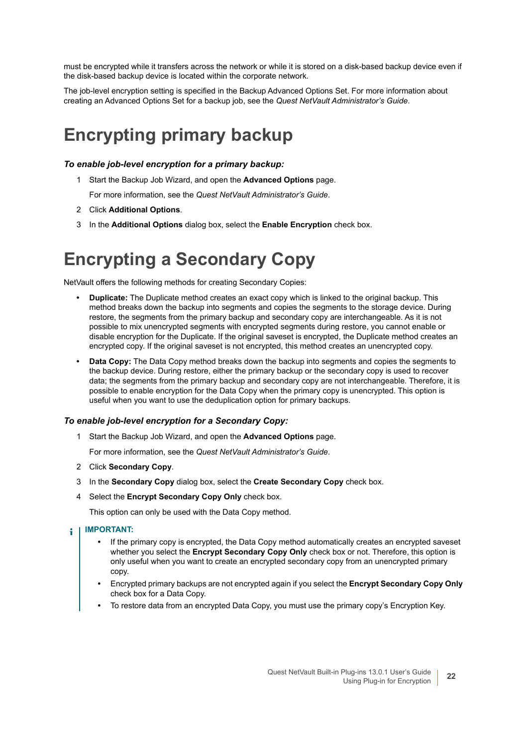must be encrypted while it transfers across the network or while it is stored on a disk-based backup device even if the disk-based backup device is located within the corporate network.

The job-level encryption setting is specified in the Backup Advanced Options Set. For more information about creating an Advanced Options Set for a backup job, see the *Quest NetVault Administrator's Guide*.

# Encrypting primary backup

***To enable job-level encryption for a primary backup:***

1. Start the Backup Job Wizard, and open the **Advanced Options** page.

   For more information, see the *Quest NetVault Administrator's Guide*.

2. Click **Additional Options**.
3. In the **Additional Options** dialog box, select the **Enable Encryption** check box.

# Encrypting a Secondary Copy

NetVault offers the following methods for creating Secondary Copies:

- **Duplicate:** The Duplicate method creates an exact copy which is linked to the original backup. This method breaks down the backup into segments and copies the segments to the storage device. During restore, the segments from the primary backup and secondary copy are interchangeable. As it is not possible to mix unencrypted segments with encrypted segments during restore, you cannot enable or disable encryption for the Duplicate. If the original saveset is encrypted, the Duplicate method creates an encrypted copy. If the original saveset is not encrypted, this method creates an unencrypted copy.
- **Data Copy:** The Data Copy method breaks down the backup into segments and copies the segments to the backup device. During restore, either the primary backup or the secondary copy is used to recover data; the segments from the primary backup and secondary copy are not interchangeable. Therefore, it is possible to enable encryption for the Data Copy when the primary copy is unencrypted. This option is useful when you want to use the deduplication option for primary backups.

***To enable job-level encryption for a Secondary Copy:***

1. Start the Backup Job Wizard, and open the **Advanced Options** page.

   For more information, see the *Quest NetVault Administrator's Guide*.

2. Click **Secondary Copy**.
3. In the **Secondary Copy** dialog box, select the **Create Secondary Copy** check box.
4. Select the **Encrypt Secondary Copy Only** check box.

   This option can only be used with the Data Copy method.

**IMPORTANT:**

- If the primary copy is encrypted, the Data Copy method automatically creates an encrypted saveset whether you select the **Encrypt Secondary Copy Only** check box or not. Therefore, this option is only useful when you want to create an encrypted secondary copy from an unencrypted primary copy.
- Encrypted primary backups are not encrypted again if you select the **Encrypt Secondary Copy Only** check box for a Data Copy.
- To restore data from an encrypted Data Copy, you must use the primary copy's Encryption Key.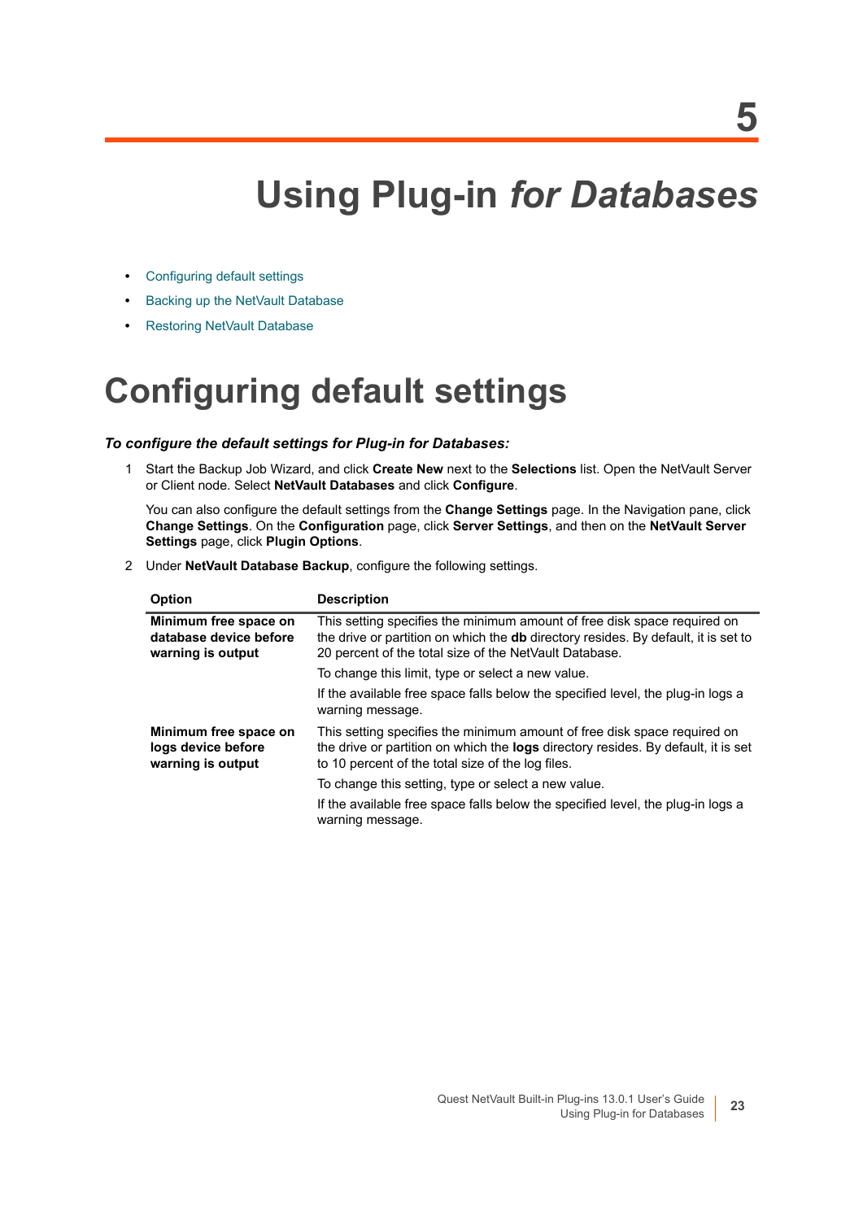# 5

# Using Plug-in *for Databases*

- Configuring default settings
- Backing up the NetVault Database
- Restoring NetVault Database

## Configuring default settings

***To configure the default settings for Plug-in for Databases:***

1. Start the Backup Job Wizard, and click **Create New** next to the **Selections** list. Open the NetVault Server or Client node. Select **NetVault Databases** and click **Configure**.

   You can also configure the default settings from the **Change Settings** page. In the Navigation pane, click **Change Settings**. On the **Configuration** page, click **Server Settings**, and then on the **NetVault Server Settings** page, click **Plugin Options**.

2. Under **NetVault Database Backup**, configure the following settings.

| Option | Description |
|---|---|
| **Minimum free space on database device before warning is output** | This setting specifies the minimum amount of free disk space required on the drive or partition on which the **db** directory resides. By default, it is set to 20 percent of the total size of the NetVault Database.<br><br>To change this limit, type or select a new value.<br><br>If the available free space falls below the specified level, the plug-in logs a warning message. |
| **Minimum free space on logs device before warning is output** | This setting specifies the minimum amount of free disk space required on the drive or partition on which the **logs** directory resides. By default, it is set to 10 percent of the total size of the log files.<br><br>To change this setting, type or select a new value.<br><br>If the available free space falls below the specified level, the plug-in logs a warning message. |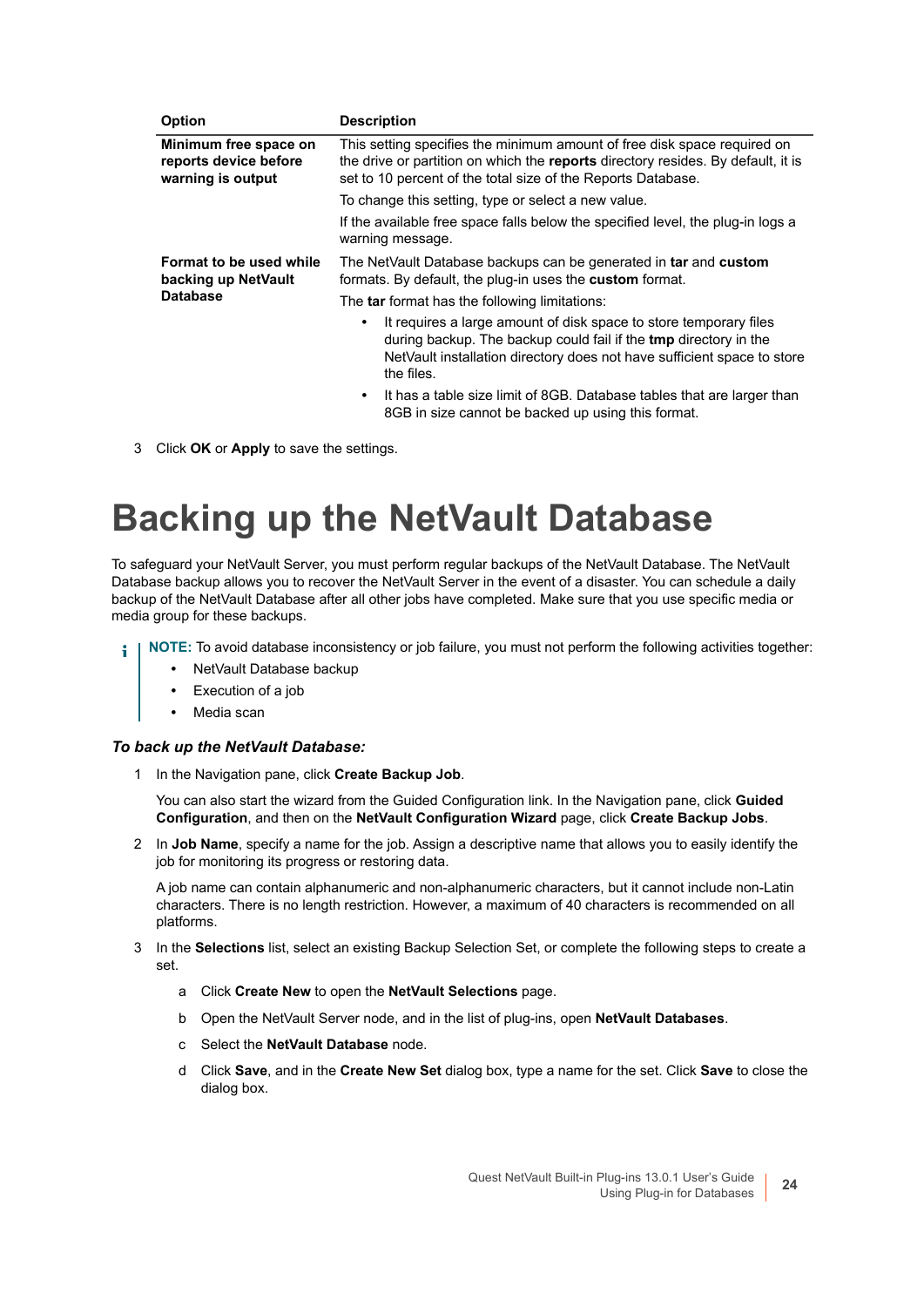| Option | Description |
|---|---|
| **Minimum free space on reports device before warning is output** | This setting specifies the minimum amount of free disk space required on the drive or partition on which the **reports** directory resides. By default, it is set to 10 percent of the total size of the Reports Database.<br><br>To change this setting, type or select a new value.<br><br>If the available free space falls below the specified level, the plug-in logs a warning message. |
| **Format to be used while backing up NetVault Database** | The NetVault Database backups can be generated in **tar** and **custom** formats. By default, the plug-in uses the **custom** format.<br><br>The **tar** format has the following limitations:<br><br>• It requires a large amount of disk space to store temporary files during backup. The backup could fail if the **tmp** directory in the NetVault installation directory does not have sufficient space to store the files.<br><br>• It has a table size limit of 8GB. Database tables that are larger than 8GB in size cannot be backed up using this format. |

3 Click **OK** or **Apply** to save the settings.

# Backing up the NetVault Database

To safeguard your NetVault Server, you must perform regular backups of the NetVault Database. The NetVault Database backup allows you to recover the NetVault Server in the event of a disaster. You can schedule a daily backup of the NetVault Database after all other jobs have completed. Make sure that you use specific media or media group for these backups.

> **NOTE:** To avoid database inconsistency or job failure, you must not perform the following activities together:
>
> - NetVault Database backup
> - Execution of a job
> - Media scan

***To back up the NetVault Database:***

1 In the Navigation pane, click **Create Backup Job**.

   You can also start the wizard from the Guided Configuration link. In the Navigation pane, click **Guided Configuration**, and then on the **NetVault Configuration Wizard** page, click **Create Backup Jobs**.

2 In **Job Name**, specify a name for the job. Assign a descriptive name that allows you to easily identify the job for monitoring its progress or restoring data.

   A job name can contain alphanumeric and non-alphanumeric characters, but it cannot include non-Latin characters. There is no length restriction. However, a maximum of 40 characters is recommended on all platforms.

3 In the **Selections** list, select an existing Backup Selection Set, or complete the following steps to create a set.

   a Click **Create New** to open the **NetVault Selections** page.

   b Open the NetVault Server node, and in the list of plug-ins, open **NetVault Databases**.

   c Select the **NetVault Database** node.

   d Click **Save**, and in the **Create New Set** dialog box, type a name for the set. Click **Save** to close the dialog box.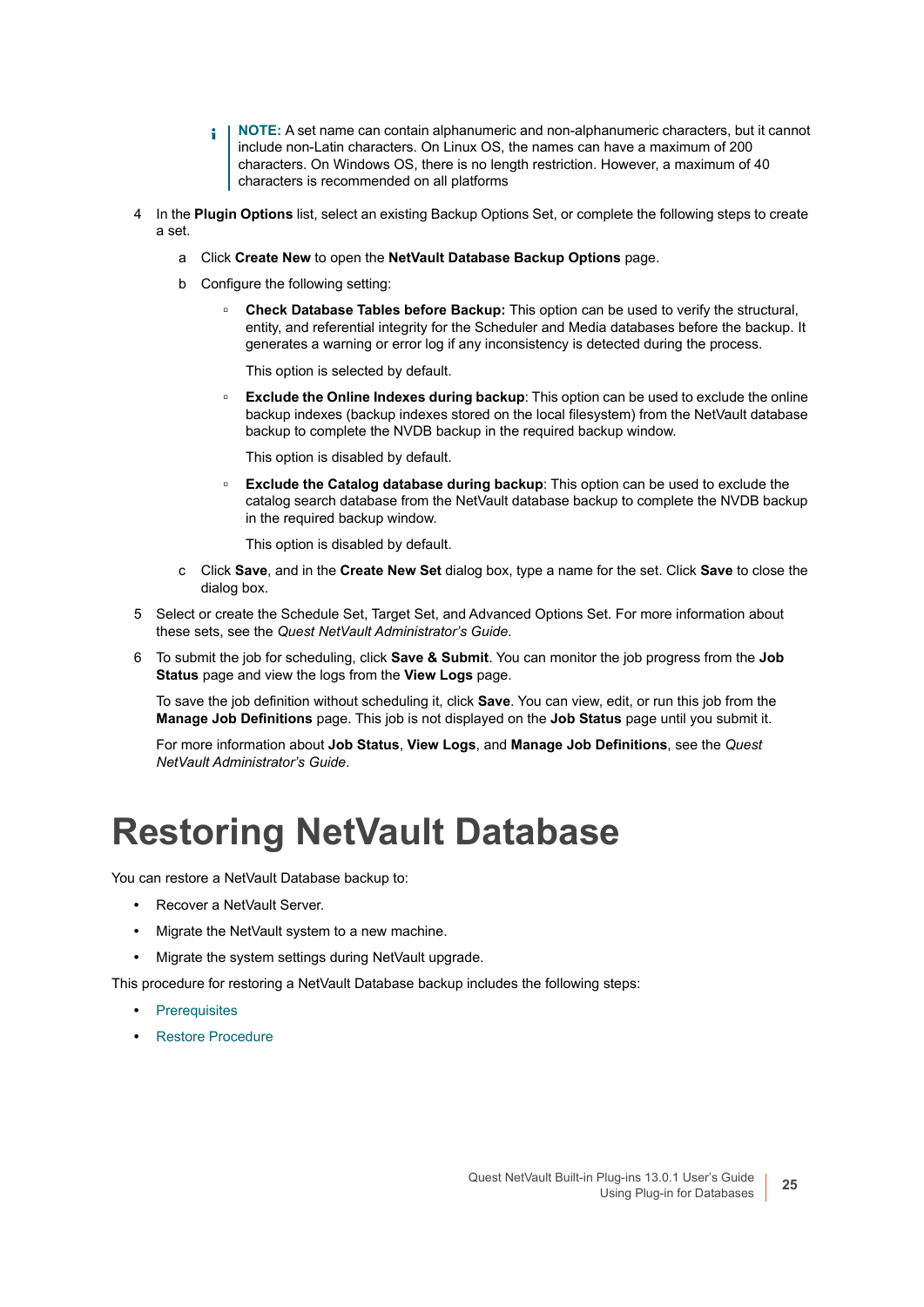> **NOTE:** A set name can contain alphanumeric and non-alphanumeric characters, but it cannot include non-Latin characters. On Linux OS, the names can have a maximum of 200 characters. On Windows OS, there is no length restriction. However, a maximum of 40 characters is recommended on all platforms

4 In the **Plugin Options** list, select an existing Backup Options Set, or complete the following steps to create a set.

   a Click **Create New** to open the **NetVault Database Backup Options** page.

   b Configure the following setting:

   - **Check Database Tables before Backup:** This option can be used to verify the structural, entity, and referential integrity for the Scheduler and Media databases before the backup. It generates a warning or error log if any inconsistency is detected during the process.

     This option is selected by default.

   - **Exclude the Online Indexes during backup**: This option can be used to exclude the online backup indexes (backup indexes stored on the local filesystem) from the NetVault database backup to complete the NVDB backup in the required backup window.

     This option is disabled by default.

   - **Exclude the Catalog database during backup**: This option can be used to exclude the catalog search database from the NetVault database backup to complete the NVDB backup in the required backup window.

     This option is disabled by default.

   c Click **Save**, and in the **Create New Set** dialog box, type a name for the set. Click **Save** to close the dialog box.

5 Select or create the Schedule Set, Target Set, and Advanced Options Set. For more information about these sets, see the *Quest NetVault Administrator's Guide*.

6 To submit the job for scheduling, click **Save & Submit**. You can monitor the job progress from the **Job Status** page and view the logs from the **View Logs** page.

   To save the job definition without scheduling it, click **Save**. You can view, edit, or run this job from the **Manage Job Definitions** page. This job is not displayed on the **Job Status** page until you submit it.

   For more information about **Job Status**, **View Logs**, and **Manage Job Definitions**, see the *Quest NetVault Administrator's Guide*.

# Restoring NetVault Database

You can restore a NetVault Database backup to:

- Recover a NetVault Server.
- Migrate the NetVault system to a new machine.
- Migrate the system settings during NetVault upgrade.

This procedure for restoring a NetVault Database backup includes the following steps:

- Prerequisites
- Restore Procedure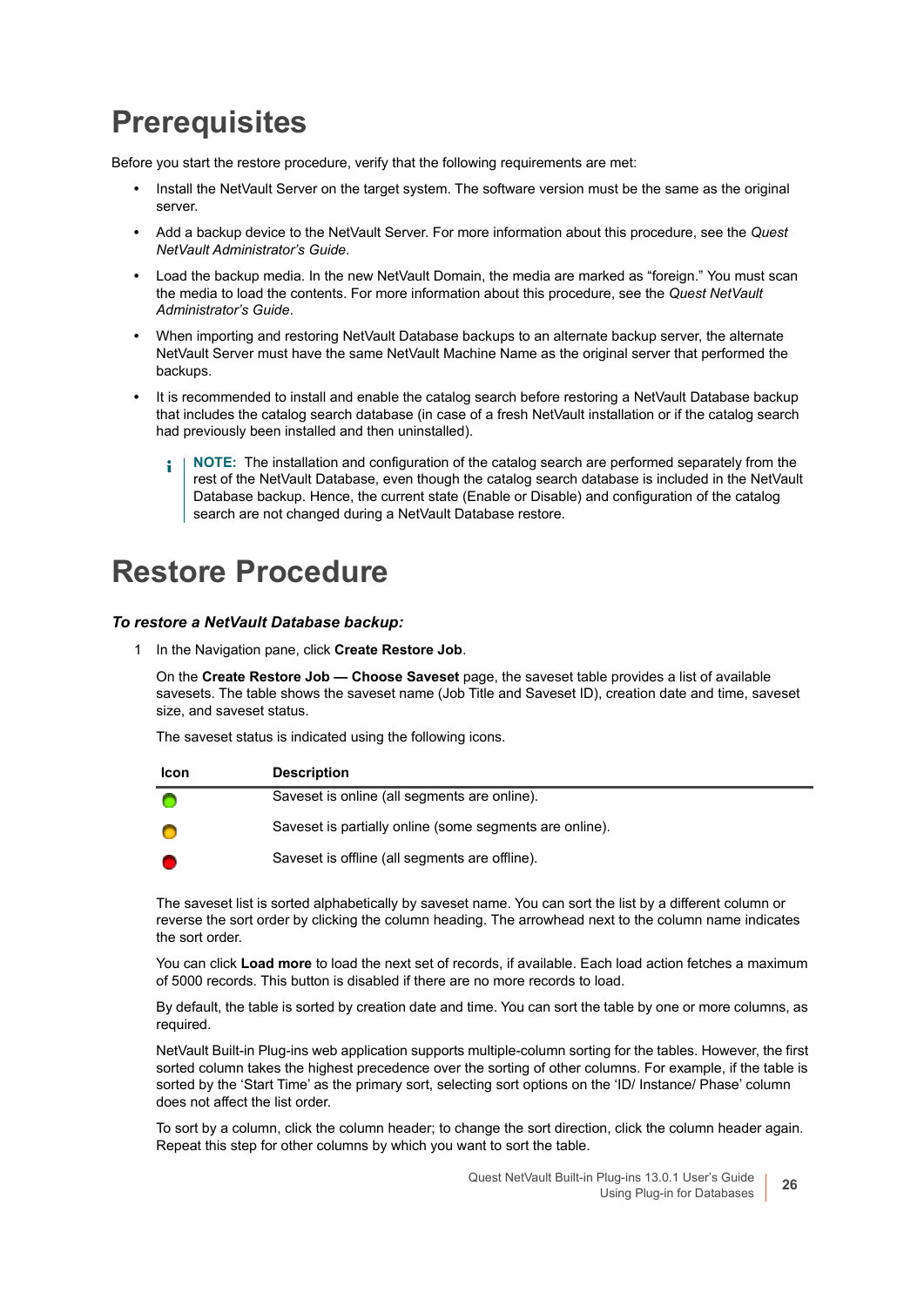# Prerequisites

Before you start the restore procedure, verify that the following requirements are met:

- Install the NetVault Server on the target system. The software version must be the same as the original server.
- Add a backup device to the NetVault Server. For more information about this procedure, see the *Quest NetVault Administrator's Guide*.
- Load the backup media. In the new NetVault Domain, the media are marked as "foreign." You must scan the media to load the contents. For more information about this procedure, see the *Quest NetVault Administrator's Guide*.
- When importing and restoring NetVault Database backups to an alternate backup server, the alternate NetVault Server must have the same NetVault Machine Name as the original server that performed the backups.
- It is recommended to install and enable the catalog search before restoring a NetVault Database backup that includes the catalog search database (in case of a fresh NetVault installation or if the catalog search had previously been installed and then uninstalled).

  > **NOTE:** The installation and configuration of the catalog search are performed separately from the rest of the NetVault Database, even though the catalog search database is included in the NetVault Database backup. Hence, the current state (Enable or Disable) and configuration of the catalog search are not changed during a NetVault Database restore.

# Restore Procedure

***To restore a NetVault Database backup:***

1 In the Navigation pane, click **Create Restore Job**.

On the **Create Restore Job — Choose Saveset** page, the saveset table provides a list of available savesets. The table shows the saveset name (Job Title and Saveset ID), creation date and time, saveset size, and saveset status.

The saveset status is indicated using the following icons.

| Icon | Description |
|---|---|
| (green) | Saveset is online (all segments are online). |
| (yellow) | Saveset is partially online (some segments are online). |
| (red) | Saveset is offline (all segments are offline). |

The saveset list is sorted alphabetically by saveset name. You can sort the list by a different column or reverse the sort order by clicking the column heading. The arrowhead next to the column name indicates the sort order.

You can click **Load more** to load the next set of records, if available. Each load action fetches a maximum of 5000 records. This button is disabled if there are no more records to load.

By default, the table is sorted by creation date and time. You can sort the table by one or more columns, as required.

NetVault Built-in Plug-ins web application supports multiple-column sorting for the tables. However, the first sorted column takes the highest precedence over the sorting of other columns. For example, if the table is sorted by the 'Start Time' as the primary sort, selecting sort options on the 'ID/ Instance/ Phase' column does not affect the list order.

To sort by a column, click the column header; to change the sort direction, click the column header again. Repeat this step for other columns by which you want to sort the table.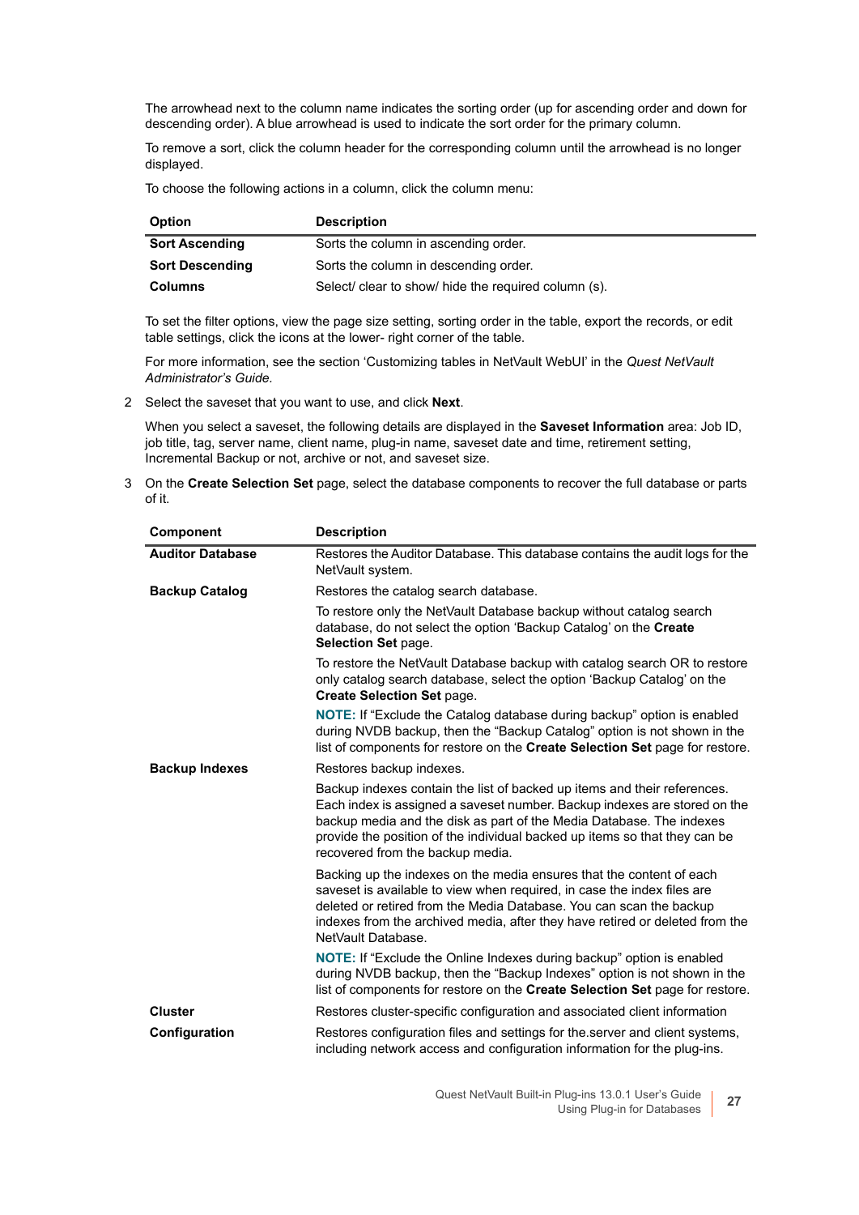The arrowhead next to the column name indicates the sorting order (up for ascending order and down for descending order). A blue arrowhead is used to indicate the sort order for the primary column.

To remove a sort, click the column header for the corresponding column until the arrowhead is no longer displayed.

To choose the following actions in a column, click the column menu:

| Option | Description |
|---|---|
| **Sort Ascending** | Sorts the column in ascending order. |
| **Sort Descending** | Sorts the column in descending order. |
| **Columns** | Select/ clear to show/ hide the required column (s). |

To set the filter options, view the page size setting, sorting order in the table, export the records, or edit table settings, click the icons at the lower- right corner of the table.

For more information, see the section 'Customizing tables in NetVault WebUI' in the *Quest NetVault Administrator's Guide.*

2 Select the saveset that you want to use, and click **Next**.

When you select a saveset, the following details are displayed in the **Saveset Information** area: Job ID, job title, tag, server name, client name, plug-in name, saveset date and time, retirement setting, Incremental Backup or not, archive or not, and saveset size.

3 On the **Create Selection Set** page, select the database components to recover the full database or parts of it.

| Component | Description |
|---|---|
| **Auditor Database** | Restores the Auditor Database. This database contains the audit logs for the NetVault system. |
| **Backup Catalog** | Restores the catalog search database.<br><br>To restore only the NetVault Database backup without catalog search database, do not select the option 'Backup Catalog' on the **Create Selection Set** page.<br><br>To restore the NetVault Database backup with catalog search OR to restore only catalog search database, select the option 'Backup Catalog' on the **Create Selection Set** page.<br><br>**NOTE:** If "Exclude the Catalog database during backup" option is enabled during NVDB backup, then the "Backup Catalog" option is not shown in the list of components for restore on the **Create Selection Set** page for restore. |
| **Backup Indexes** | Restores backup indexes.<br><br>Backup indexes contain the list of backed up items and their references. Each index is assigned a saveset number. Backup indexes are stored on the backup media and the disk as part of the Media Database. The indexes provide the position of the individual backed up items so that they can be recovered from the backup media.<br><br>Backing up the indexes on the media ensures that the content of each saveset is available to view when required, in case the index files are deleted or retired from the Media Database. You can scan the backup indexes from the archived media, after they have retired or deleted from the NetVault Database.<br><br>**NOTE:** If "Exclude the Online Indexes during backup" option is enabled during NVDB backup, then the "Backup Indexes" option is not shown in the list of components for restore on the **Create Selection Set** page for restore. |
| **Cluster** | Restores cluster-specific configuration and associated client information |
| **Configuration** | Restores configuration files and settings for the.server and client systems, including network access and configuration information for the plug-ins. |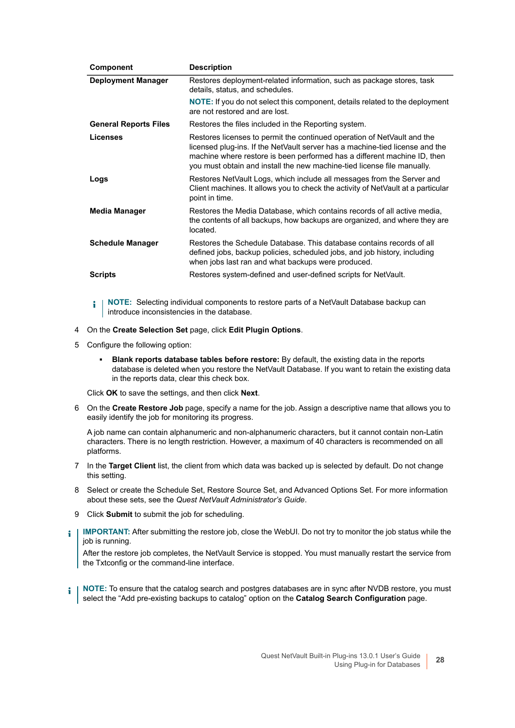| Component | Description |
| --- | --- |
| **Deployment Manager** | Restores deployment-related information, such as package stores, task details, status, and schedules.<br>**NOTE:** If you do not select this component, details related to the deployment are not restored and are lost. |
| **General Reports Files** | Restores the files included in the Reporting system. |
| **Licenses** | Restores licenses to permit the continued operation of NetVault and the licensed plug-ins. If the NetVault server has a machine-tied license and the machine where restore is been performed has a different machine ID, then you must obtain and install the new machine-tied license file manually. |
| **Logs** | Restores NetVault Logs, which include all messages from the Server and Client machines. It allows you to check the activity of NetVault at a particular point in time. |
| **Media Manager** | Restores the Media Database, which contains records of all active media, the contents of all backups, how backups are organized, and where they are located. |
| **Schedule Manager** | Restores the Schedule Database. This database contains records of all defined jobs, backup policies, scheduled jobs, and job history, including when jobs last ran and what backups were produced. |
| **Scripts** | Restores system-defined and user-defined scripts for NetVault. |

> **NOTE:** Selecting individual components to restore parts of a NetVault Database backup can introduce inconsistencies in the database.

4 On the **Create Selection Set** page, click **Edit Plugin Options**.

5 Configure the following option:

- **Blank reports database tables before restore:** By default, the existing data in the reports database is deleted when you restore the NetVault Database. If you want to retain the existing data in the reports data, clear this check box.

Click **OK** to save the settings, and then click **Next**.

6 On the **Create Restore Job** page, specify a name for the job. Assign a descriptive name that allows you to easily identify the job for monitoring its progress.

A job name can contain alphanumeric and non-alphanumeric characters, but it cannot contain non-Latin characters. There is no length restriction. However, a maximum of 40 characters is recommended on all platforms.

7 In the **Target Client** list, the client from which data was backed up is selected by default. Do not change this setting.

8 Select or create the Schedule Set, Restore Source Set, and Advanced Options Set. For more information about these sets, see the *Quest NetVault Administrator's Guide*.

9 Click **Submit** to submit the job for scheduling.

> **IMPORTANT:** After submitting the restore job, close the WebUI. Do not try to monitor the job status while the job is running.
>
> After the restore job completes, the NetVault Service is stopped. You must manually restart the service from the Txtconfig or the command-line interface.

> **NOTE:** To ensure that the catalog search and postgres databases are in sync after NVDB restore, you must select the "Add pre-existing backups to catalog" option on the **Catalog Search Configuration** page.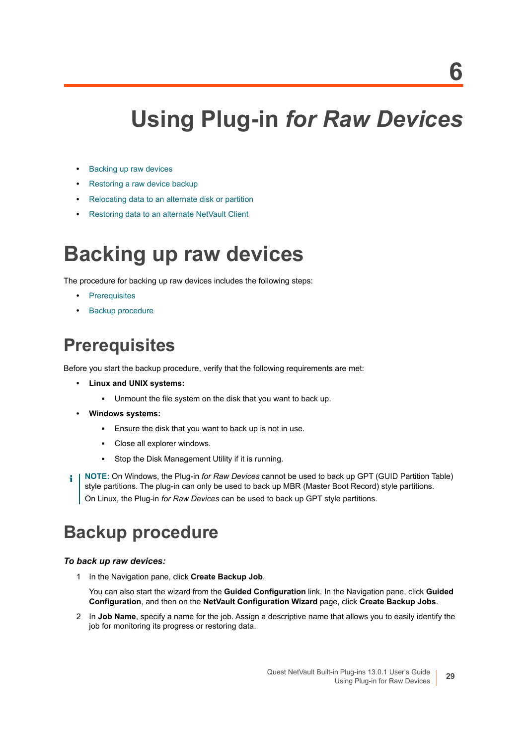# 6

# Using Plug-in *for Raw Devices*

- Backing up raw devices
- Restoring a raw device backup
- Relocating data to an alternate disk or partition
- Restoring data to an alternate NetVault Client

# Backing up raw devices

The procedure for backing up raw devices includes the following steps:

- Prerequisites
- Backup procedure

## Prerequisites

Before you start the backup procedure, verify that the following requirements are met:

- **Linux and UNIX systems:**
  - Unmount the file system on the disk that you want to back up.
- **Windows systems:**
  - Ensure the disk that you want to back up is not in use.
  - Close all explorer windows.
  - Stop the Disk Management Utility if it is running.

> **NOTE:** On Windows, the Plug-in *for Raw Devices* cannot be used to back up GPT (GUID Partition Table) style partitions. The plug-in can only be used to back up MBR (Master Boot Record) style partitions.
> On Linux, the Plug-in *for Raw Devices* can be used to back up GPT style partitions.

## Backup procedure

***To back up raw devices:***

1. In the Navigation pane, click **Create Backup Job**.

   You can also start the wizard from the **Guided Configuration** link. In the Navigation pane, click **Guided Configuration**, and then on the **NetVault Configuration Wizard** page, click **Create Backup Jobs**.

2. In **Job Name**, specify a name for the job. Assign a descriptive name that allows you to easily identify the job for monitoring its progress or restoring data.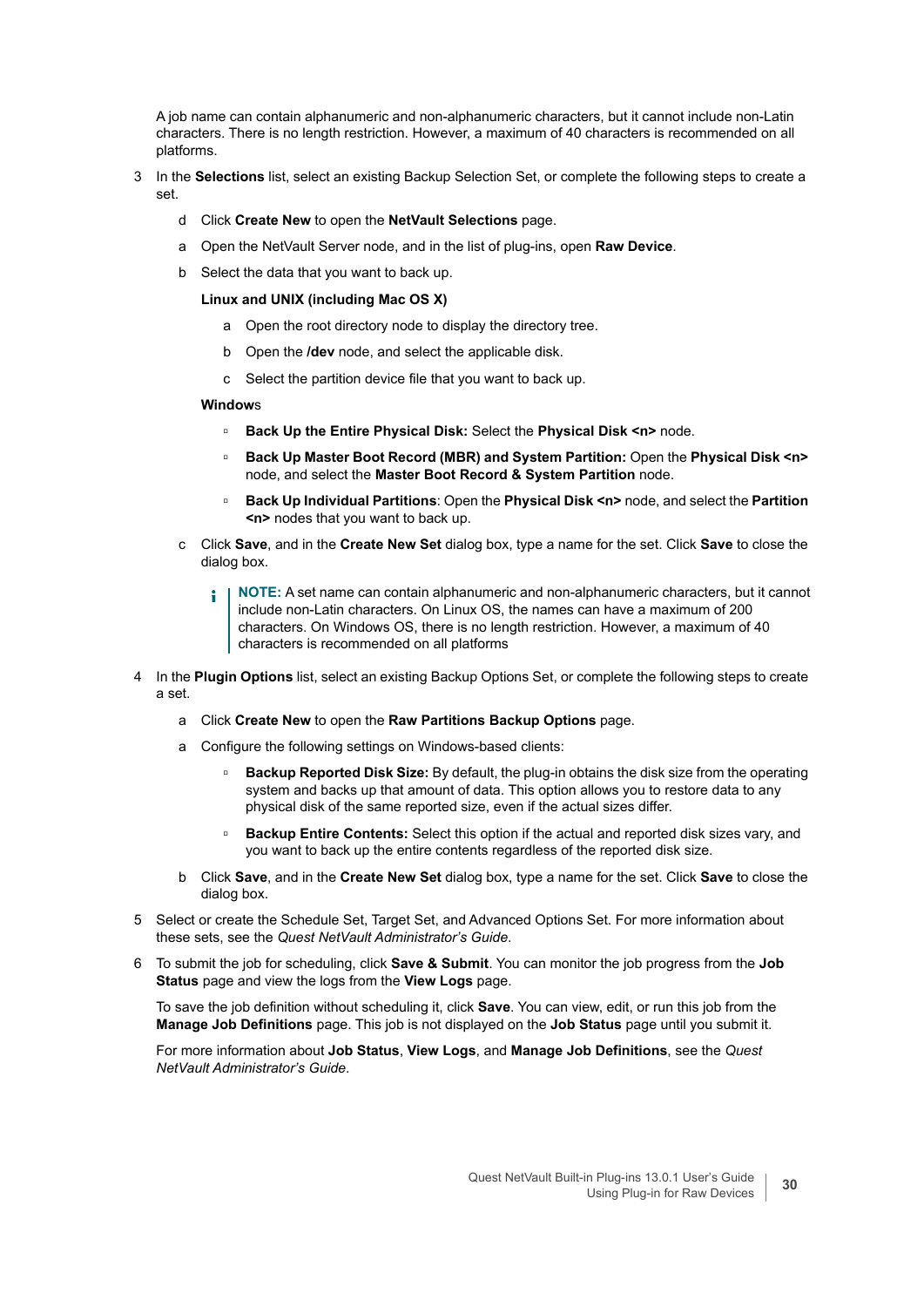A job name can contain alphanumeric and non-alphanumeric characters, but it cannot include non-Latin characters. There is no length restriction. However, a maximum of 40 characters is recommended on all platforms.

3 In the **Selections** list, select an existing Backup Selection Set, or complete the following steps to create a set.

   d Click **Create New** to open the **NetVault Selections** page.

   a Open the NetVault Server node, and in the list of plug-ins, open **Raw Device**.

   b Select the data that you want to back up.

   **Linux and UNIX (including Mac OS X)**

      a Open the root directory node to display the directory tree.

      b Open the **/dev** node, and select the applicable disk.

      c Select the partition device file that you want to back up.

   **Window**s

   - **Back Up the Entire Physical Disk:** Select the **Physical Disk <n>** node.
   - **Back Up Master Boot Record (MBR) and System Partition:** Open the **Physical Disk <n>** node, and select the **Master Boot Record & System Partition** node.
   - **Back Up Individual Partitions**: Open the **Physical Disk <n>** node, and select the **Partition <n>** nodes that you want to back up.

   c Click **Save**, and in the **Create New Set** dialog box, type a name for the set. Click **Save** to close the dialog box.

   > **NOTE:** A set name can contain alphanumeric and non-alphanumeric characters, but it cannot include non-Latin characters. On Linux OS, the names can have a maximum of 200 characters. On Windows OS, there is no length restriction. However, a maximum of 40 characters is recommended on all platforms

4 In the **Plugin Options** list, select an existing Backup Options Set, or complete the following steps to create a set.

   a Click **Create New** to open the **Raw Partitions Backup Options** page.

   a Configure the following settings on Windows-based clients:

   - **Backup Reported Disk Size:** By default, the plug-in obtains the disk size from the operating system and backs up that amount of data. This option allows you to restore data to any physical disk of the same reported size, even if the actual sizes differ.
   - **Backup Entire Contents:** Select this option if the actual and reported disk sizes vary, and you want to back up the entire contents regardless of the reported disk size.

   b Click **Save**, and in the **Create New Set** dialog box, type a name for the set. Click **Save** to close the dialog box.

5 Select or create the Schedule Set, Target Set, and Advanced Options Set. For more information about these sets, see the *Quest NetVault Administrator's Guide*.

6 To submit the job for scheduling, click **Save & Submit**. You can monitor the job progress from the **Job Status** page and view the logs from the **View Logs** page.

   To save the job definition without scheduling it, click **Save**. You can view, edit, or run this job from the **Manage Job Definitions** page. This job is not displayed on the **Job Status** page until you submit it.

   For more information about **Job Status**, **View Logs**, and **Manage Job Definitions**, see the *Quest NetVault Administrator's Guide*.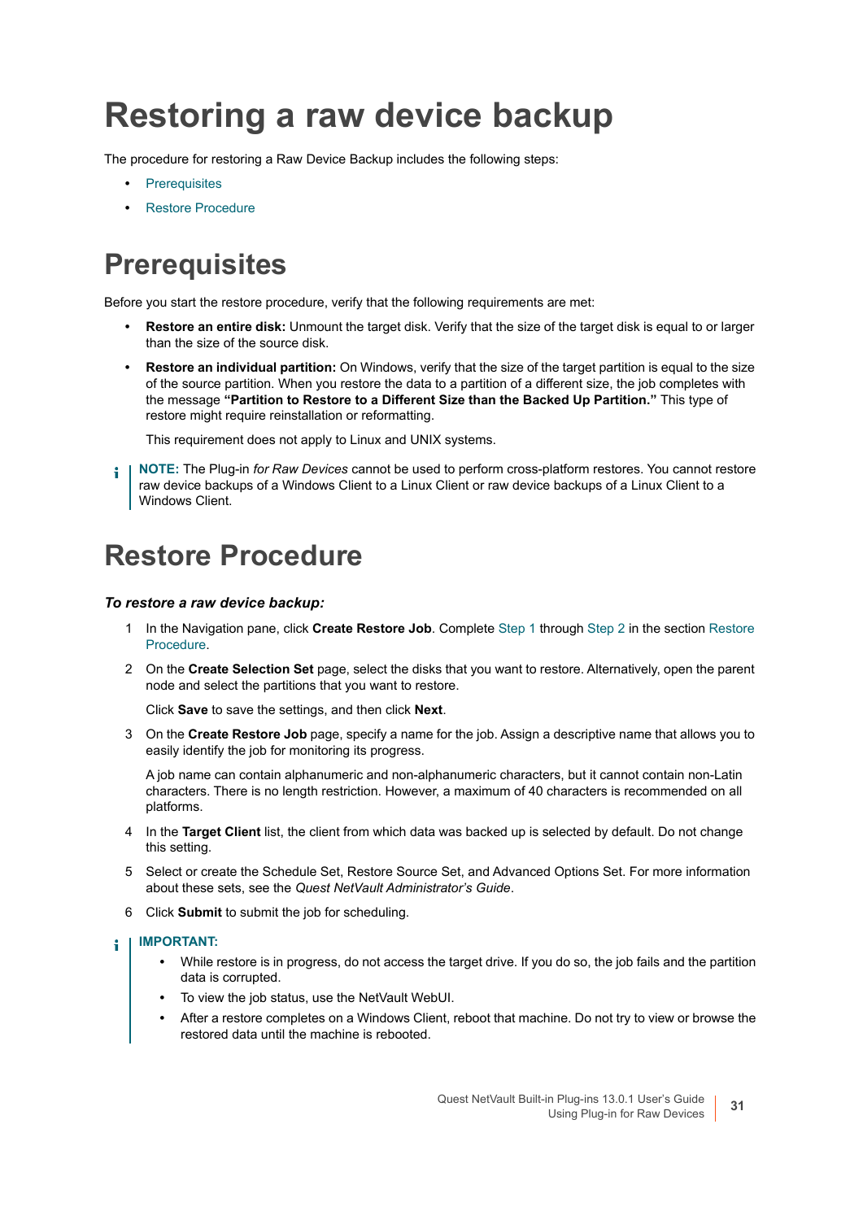# Restoring a raw device backup

The procedure for restoring a Raw Device Backup includes the following steps:

- Prerequisites
- Restore Procedure

# Prerequisites

Before you start the restore procedure, verify that the following requirements are met:

- **Restore an entire disk:** Unmount the target disk. Verify that the size of the target disk is equal to or larger than the size of the source disk.
- **Restore an individual partition:** On Windows, verify that the size of the target partition is equal to the size of the source partition. When you restore the data to a partition of a different size, the job completes with the message **"Partition to Restore to a Different Size than the Backed Up Partition."** This type of restore might require reinstallation or reformatting.

  This requirement does not apply to Linux and UNIX systems.

> **NOTE:** The Plug-in *for Raw Devices* cannot be used to perform cross-platform restores. You cannot restore raw device backups of a Windows Client to a Linux Client or raw device backups of a Linux Client to a Windows Client.

# Restore Procedure

***To restore a raw device backup:***

1. In the Navigation pane, click **Create Restore Job**. Complete Step 1 through Step 2 in the section Restore Procedure.
2. On the **Create Selection Set** page, select the disks that you want to restore. Alternatively, open the parent node and select the partitions that you want to restore.

   Click **Save** to save the settings, and then click **Next**.
3. On the **Create Restore Job** page, specify a name for the job. Assign a descriptive name that allows you to easily identify the job for monitoring its progress.

   A job name can contain alphanumeric and non-alphanumeric characters, but it cannot contain non-Latin characters. There is no length restriction. However, a maximum of 40 characters is recommended on all platforms.
4. In the **Target Client** list, the client from which data was backed up is selected by default. Do not change this setting.
5. Select or create the Schedule Set, Restore Source Set, and Advanced Options Set. For more information about these sets, see the *Quest NetVault Administrator's Guide*.
6. Click **Submit** to submit the job for scheduling.

> **IMPORTANT:**
> - While restore is in progress, do not access the target drive. If you do so, the job fails and the partition data is corrupted.
> - To view the job status, use the NetVault WebUI.
> - After a restore completes on a Windows Client, reboot that machine. Do not try to view or browse the restored data until the machine is rebooted.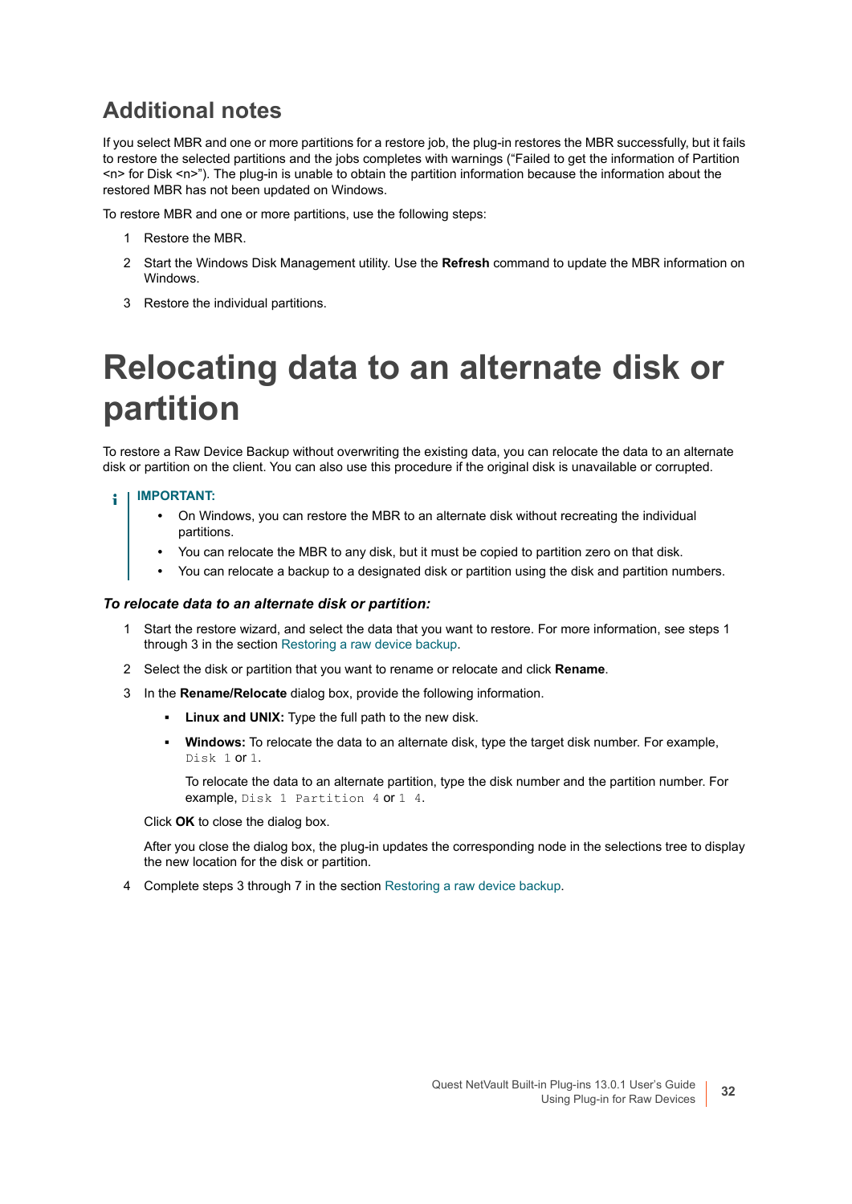## Additional notes

If you select MBR and one or more partitions for a restore job, the plug-in restores the MBR successfully, but it fails to restore the selected partitions and the jobs completes with warnings (“Failed to get the information of Partition <n> for Disk <n>”). The plug-in is unable to obtain the partition information because the information about the restored MBR has not been updated on Windows.

To restore MBR and one or more partitions, use the following steps:

1. Restore the MBR.
2. Start the Windows Disk Management utility. Use the **Refresh** command to update the MBR information on Windows.
3. Restore the individual partitions.

# Relocating data to an alternate disk or partition

To restore a Raw Device Backup without overwriting the existing data, you can relocate the data to an alternate disk or partition on the client. You can also use this procedure if the original disk is unavailable or corrupted.

**IMPORTANT:**

- On Windows, you can restore the MBR to an alternate disk without recreating the individual partitions.
- You can relocate the MBR to any disk, but it must be copied to partition zero on that disk.
- You can relocate a backup to a designated disk or partition using the disk and partition numbers.

***To relocate data to an alternate disk or partition:***

1. Start the restore wizard, and select the data that you want to restore. For more information, see steps 1 through 3 in the section Restoring a raw device backup.
2. Select the disk or partition that you want to rename or relocate and click **Rename**.
3. In the **Rename/Relocate** dialog box, provide the following information.
   - **Linux and UNIX:** Type the full path to the new disk.
   - **Windows:** To relocate the data to an alternate disk, type the target disk number. For example, `Disk 1` or `1`.

     To relocate the data to an alternate partition, type the disk number and the partition number. For example, `Disk 1 Partition 4` or `1 4`.

   Click **OK** to close the dialog box.

   After you close the dialog box, the plug-in updates the corresponding node in the selections tree to display the new location for the disk or partition.
4. Complete steps 3 through 7 in the section Restoring a raw device backup.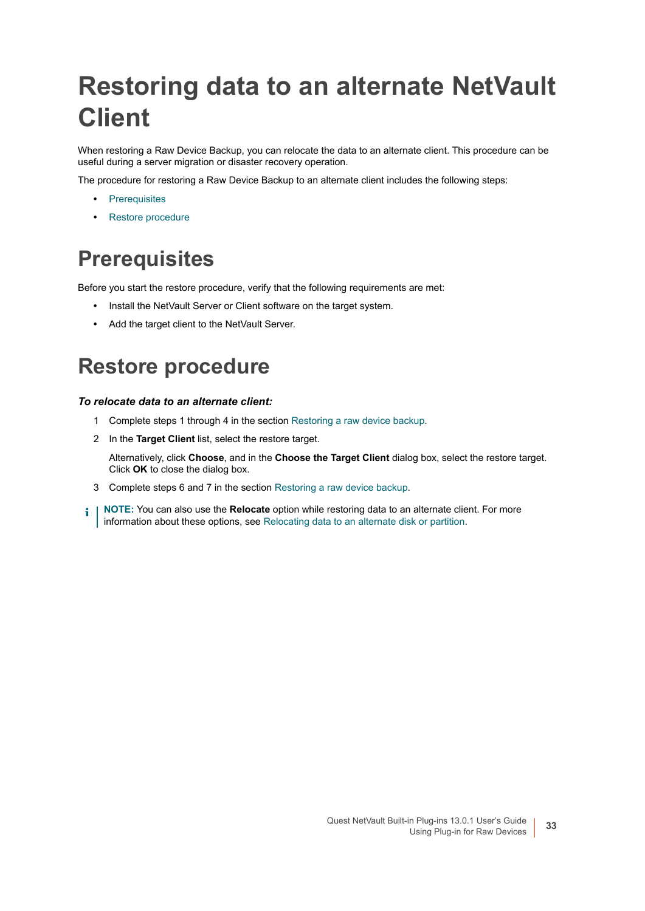# Restoring data to an alternate NetVault Client

When restoring a Raw Device Backup, you can relocate the data to an alternate client. This procedure can be useful during a server migration or disaster recovery operation.

The procedure for restoring a Raw Device Backup to an alternate client includes the following steps:

- Prerequisites
- Restore procedure

## Prerequisites

Before you start the restore procedure, verify that the following requirements are met:

- Install the NetVault Server or Client software on the target system.
- Add the target client to the NetVault Server.

## Restore procedure

***To relocate data to an alternate client:***

1. Complete steps 1 through 4 in the section Restoring a raw device backup.
2. In the **Target Client** list, select the restore target.

   Alternatively, click **Choose**, and in the **Choose the Target Client** dialog box, select the restore target. Click **OK** to close the dialog box.
3. Complete steps 6 and 7 in the section Restoring a raw device backup.

**NOTE:** You can also use the **Relocate** option while restoring data to an alternate client. For more information about these options, see Relocating data to an alternate disk or partition.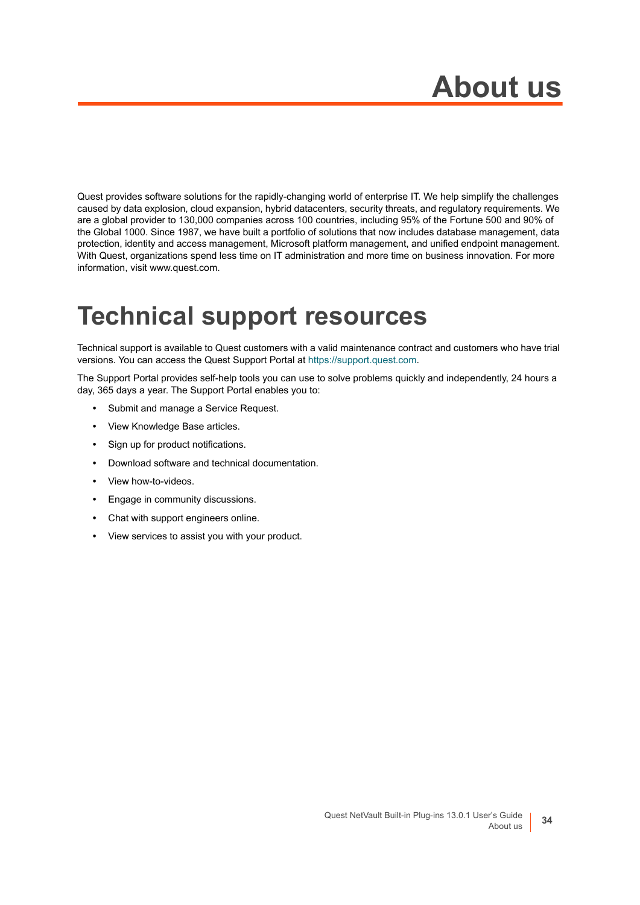# About us

Quest provides software solutions for the rapidly-changing world of enterprise IT. We help simplify the challenges caused by data explosion, cloud expansion, hybrid datacenters, security threats, and regulatory requirements. We are a global provider to 130,000 companies across 100 countries, including 95% of the Fortune 500 and 90% of the Global 1000. Since 1987, we have built a portfolio of solutions that now includes database management, data protection, identity and access management, Microsoft platform management, and unified endpoint management. With Quest, organizations spend less time on IT administration and more time on business innovation. For more information, visit www.quest.com.

# Technical support resources

Technical support is available to Quest customers with a valid maintenance contract and customers who have trial versions. You can access the Quest Support Portal at https://support.quest.com.

The Support Portal provides self-help tools you can use to solve problems quickly and independently, 24 hours a day, 365 days a year. The Support Portal enables you to:

- Submit and manage a Service Request.
- View Knowledge Base articles.
- Sign up for product notifications.
- Download software and technical documentation.
- View how-to-videos.
- Engage in community discussions.
- Chat with support engineers online.
- View services to assist you with your product.